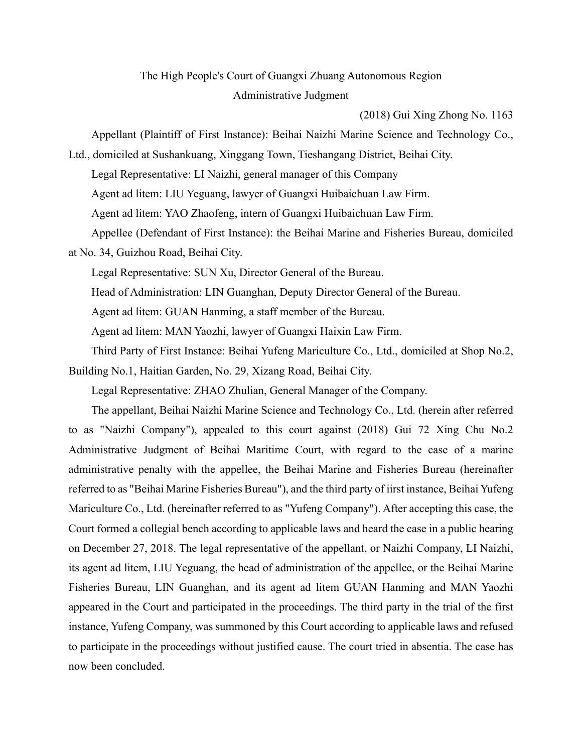# The High People's Court of Guangxi Zhuang Autonomous Region

## Administrative Judgment

(2018) Gui Xing Zhong No. 1163

Appellant (Plaintiff of First Instance): Beihai Naizhi Marine Science and Technology Co., Ltd., domiciled at Sushankuang, Xinggang Town, Tieshangang District, Beihai City.

Legal Representative: LI Naizhi, general manager of this Company

Agent ad litem: LIU Yeguang, lawyer of Guangxi Huibaichuan Law Firm.

Agent ad litem: YAO Zhaofeng, intern of Guangxi Huibaichuan Law Firm.

Appellee (Defendant of First Instance): the Beihai Marine and Fisheries Bureau, domiciled at No. 34, Guizhou Road, Beihai City.

Legal Representative: SUN Xu, Director General of the Bureau.

Head of Administration: LIN Guanghan, Deputy Director General of the Bureau.

Agent ad litem: GUAN Hanming, a staff member of the Bureau.

Agent ad litem: MAN Yaozhi, lawyer of Guangxi Haixin Law Firm.

Third Party of First Instance: Beihai Yufeng Mariculture Co., Ltd., domiciled at Shop No.2, Building No.1, Haitian Garden, No. 29, Xizang Road, Beihai City.

Legal Representative: ZHAO Zhulian, General Manager of the Company.

The appellant, Beihai Naizhi Marine Science and Technology Co., Ltd. (herein after referred to as "Naizhi Company"), appealed to this court against (2018) Gui 72 Xing Chu No.2 Administrative Judgment of Beihai Maritime Court, with regard to the case of a marine administrative penalty with the appellee, the Beihai Marine and Fisheries Bureau (hereinafter referred to as "Beihai Marine Fisheries Bureau"), and the third party of iirst instance, Beihai Yufeng Mariculture Co., Ltd. (hereinafter referred to as "Yufeng Company"). After accepting this case, the Court formed a collegial bench according to applicable laws and heard the case in a public hearing on December 27, 2018. The legal representative of the appellant, or Naizhi Company, LI Naizhi, its agent ad litem, LIU Yeguang, the head of administration of the appellee, or the Beihai Marine Fisheries Bureau, LIN Guanghan, and its agent ad litem GUAN Hanming and MAN Yaozhi appeared in the Court and participated in the proceedings. The third party in the trial of the first instance, Yufeng Company, was summoned by this Court according to applicable laws and refused to participate in the proceedings without justified cause. The court tried in absentia. The case has now been concluded.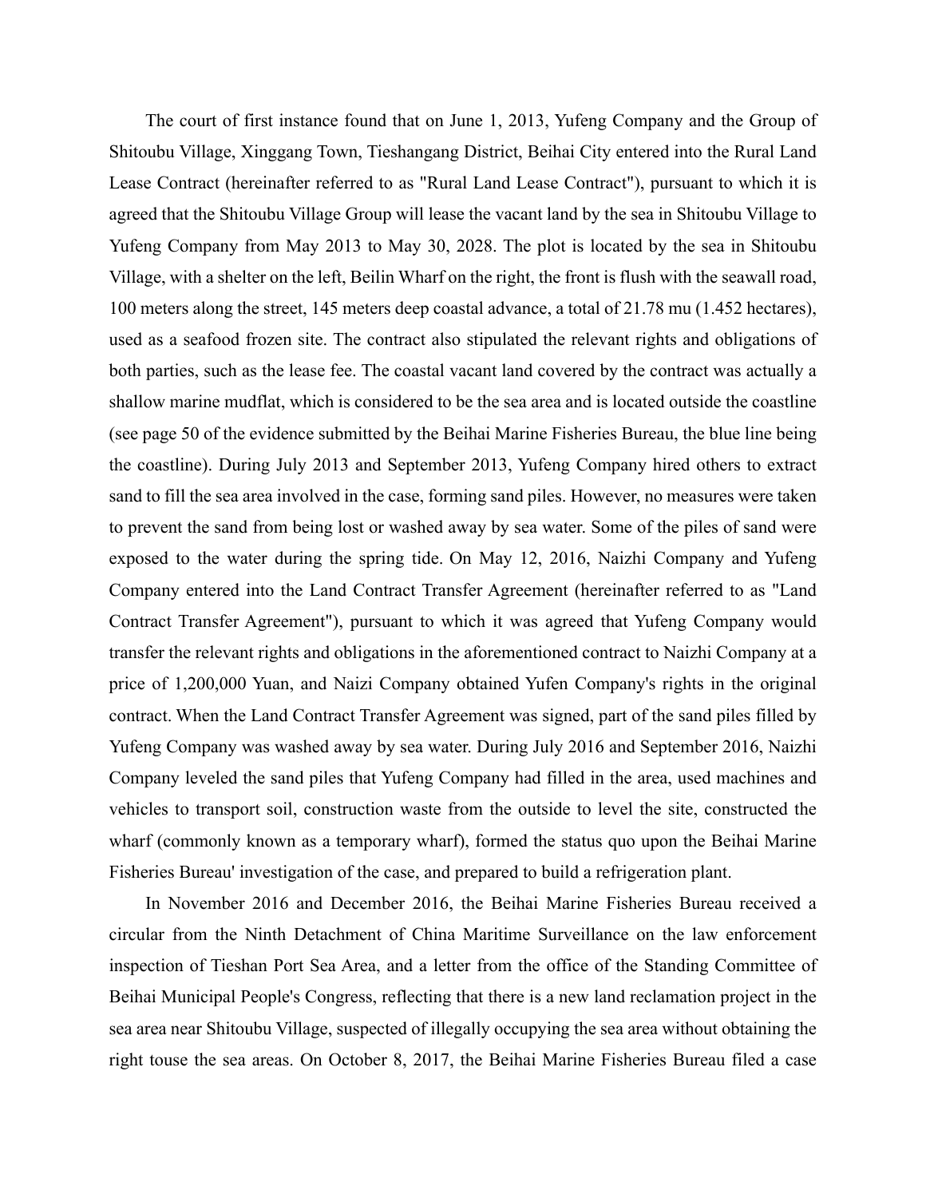The court of first instance found that on June 1, 2013, Yufeng Company and the Group of Shitoubu Village, Xinggang Town, Tieshangang District, Beihai City entered into the Rural Land Lease Contract (hereinafter referred to as "Rural Land Lease Contract"), pursuant to which it is agreed that the Shitoubu Village Group will lease the vacant land by the sea in Shitoubu Village to Yufeng Company from May 2013 to May 30, 2028. The plot is located by the sea in Shitoubu Village, with a shelter on the left, Beilin Wharf on the right, the front is flush with the seawall road, 100 meters along the street, 145 meters deep coastal advance, a total of 21.78 mu (1.452 hectares), used as a seafood frozen site. The contract also stipulated the relevant rights and obligations of both parties, such as the lease fee. The coastal vacant land covered by the contract was actually a shallow marine mudflat, which is considered to be the sea area and is located outside the coastline (see page 50 of the evidence submitted by the Beihai Marine Fisheries Bureau, the blue line being the coastline). During July 2013 and September 2013, Yufeng Company hired others to extract sand to fill the sea area involved in the case, forming sand piles. However, no measures were taken to prevent the sand from being lost or washed away by sea water. Some of the piles of sand were exposed to the water during the spring tide. On May 12, 2016, Naizhi Company and Yufeng Company entered into the Land Contract Transfer Agreement (hereinafter referred to as "Land Contract Transfer Agreement"), pursuant to which it was agreed that Yufeng Company would transfer the relevant rights and obligations in the aforementioned contract to Naizhi Company at a price of 1,200,000 Yuan, and Naizi Company obtained Yufen Company's rights in the original contract. When the Land Contract Transfer Agreement was signed, part of the sand piles filled by Yufeng Company was washed away by sea water. During July 2016 and September 2016, Naizhi Company leveled the sand piles that Yufeng Company had filled in the area, used machines and vehicles to transport soil, construction waste from the outside to level the site, constructed the wharf (commonly known as a temporary wharf), formed the status quo upon the Beihai Marine Fisheries Bureau' investigation of the case, and prepared to build a refrigeration plant.

In November 2016 and December 2016, the Beihai Marine Fisheries Bureau received a circular from the Ninth Detachment of China Maritime Surveillance on the law enforcement inspection of Tieshan Port Sea Area, and a letter from the office of the Standing Committee of Beihai Municipal People's Congress, reflecting that there is a new land reclamation project in the sea area near Shitoubu Village, suspected of illegally occupying the sea area without obtaining the right touse the sea areas. On October 8, 2017, the Beihai Marine Fisheries Bureau filed a case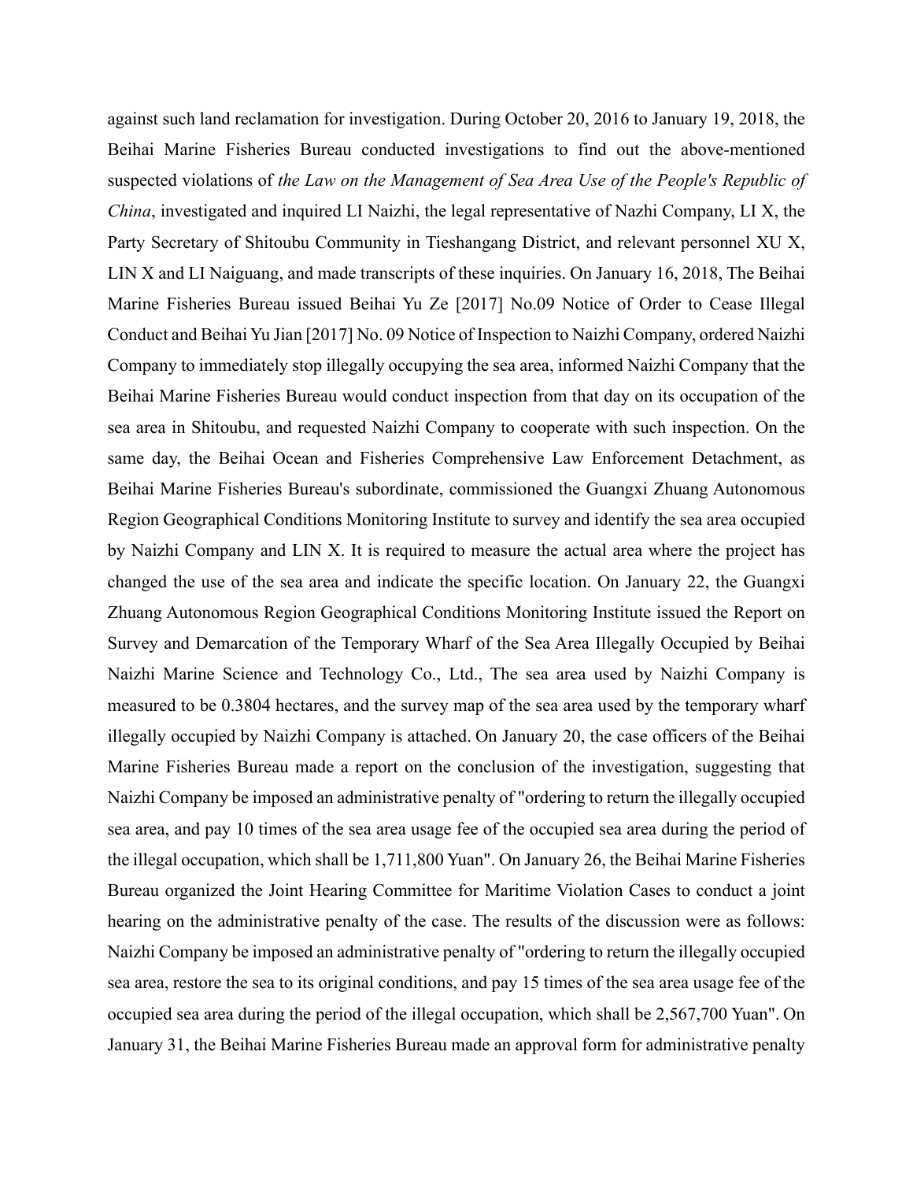against such land reclamation for investigation. During October 20, 2016 to January 19, 2018, the Beihai Marine Fisheries Bureau conducted investigations to find out the above-mentioned suspected violations of *the Law on the Management of Sea Area Use of the People's Republic of China*, investigated and inquired LI Naizhi, the legal representative of Nazhi Company, LI X, the Party Secretary of Shitoubu Community in Tieshangang District, and relevant personnel XU X, LIN X and LI Naiguang, and made transcripts of these inquiries. On January 16, 2018, The Beihai Marine Fisheries Bureau issued Beihai Yu Ze [2017] No.09 Notice of Order to Cease Illegal Conduct and Beihai Yu Jian [2017] No. 09 Notice of Inspection to Naizhi Company, ordered Naizhi Company to immediately stop illegally occupying the sea area, informed Naizhi Company that the Beihai Marine Fisheries Bureau would conduct inspection from that day on its occupation of the sea area in Shitoubu, and requested Naizhi Company to cooperate with such inspection. On the same day, the Beihai Ocean and Fisheries Comprehensive Law Enforcement Detachment, as Beihai Marine Fisheries Bureau's subordinate, commissioned the Guangxi Zhuang Autonomous Region Geographical Conditions Monitoring Institute to survey and identify the sea area occupied by Naizhi Company and LIN X. It is required to measure the actual area where the project has changed the use of the sea area and indicate the specific location. On January 22, the Guangxi Zhuang Autonomous Region Geographical Conditions Monitoring Institute issued the Report on Survey and Demarcation of the Temporary Wharf of the Sea Area Illegally Occupied by Beihai Naizhi Marine Science and Technology Co., Ltd., The sea area used by Naizhi Company is measured to be 0.3804 hectares, and the survey map of the sea area used by the temporary wharf illegally occupied by Naizhi Company is attached. On January 20, the case officers of the Beihai Marine Fisheries Bureau made a report on the conclusion of the investigation, suggesting that Naizhi Company be imposed an administrative penalty of "ordering to return the illegally occupied sea area, and pay 10 times of the sea area usage fee of the occupied sea area during the period of the illegal occupation, which shall be 1,711,800 Yuan". On January 26, the Beihai Marine Fisheries Bureau organized the Joint Hearing Committee for Maritime Violation Cases to conduct a joint hearing on the administrative penalty of the case. The results of the discussion were as follows: Naizhi Company be imposed an administrative penalty of "ordering to return the illegally occupied sea area, restore the sea to its original conditions, and pay 15 times of the sea area usage fee of the occupied sea area during the period of the illegal occupation, which shall be 2,567,700 Yuan". On January 31, the Beihai Marine Fisheries Bureau made an approval form for administrative penalty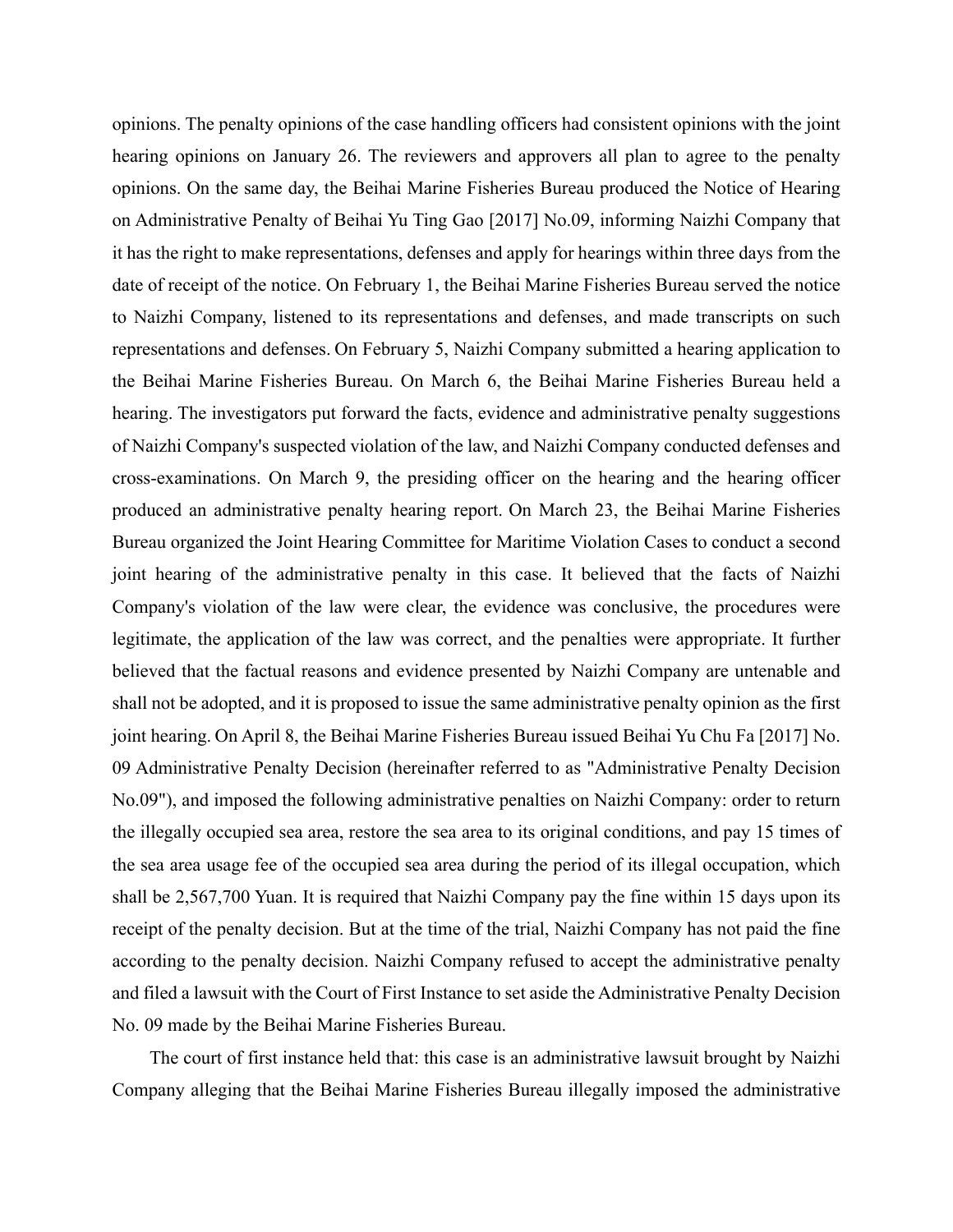opinions. The penalty opinions of the case handling officers had consistent opinions with the joint hearing opinions on January 26. The reviewers and approvers all plan to agree to the penalty opinions. On the same day, the Beihai Marine Fisheries Bureau produced the Notice of Hearing on Administrative Penalty of Beihai Yu Ting Gao [2017] No.09, informing Naizhi Company that it has the right to make representations, defenses and apply for hearings within three days from the date of receipt of the notice. On February 1, the Beihai Marine Fisheries Bureau served the notice to Naizhi Company, listened to its representations and defenses, and made transcripts on such representations and defenses. On February 5, Naizhi Company submitted a hearing application to the Beihai Marine Fisheries Bureau. On March 6, the Beihai Marine Fisheries Bureau held a hearing. The investigators put forward the facts, evidence and administrative penalty suggestions of Naizhi Company's suspected violation of the law, and Naizhi Company conducted defenses and cross-examinations. On March 9, the presiding officer on the hearing and the hearing officer produced an administrative penalty hearing report. On March 23, the Beihai Marine Fisheries Bureau organized the Joint Hearing Committee for Maritime Violation Cases to conduct a second joint hearing of the administrative penalty in this case. It believed that the facts of Naizhi Company's violation of the law were clear, the evidence was conclusive, the procedures were legitimate, the application of the law was correct, and the penalties were appropriate. It further believed that the factual reasons and evidence presented by Naizhi Company are untenable and shall not be adopted, and it is proposed to issue the same administrative penalty opinion as the first joint hearing. On April 8, the Beihai Marine Fisheries Bureau issued Beihai Yu Chu Fa [2017] No. 09 Administrative Penalty Decision (hereinafter referred to as "Administrative Penalty Decision No.09"), and imposed the following administrative penalties on Naizhi Company: order to return the illegally occupied sea area, restore the sea area to its original conditions, and pay 15 times of the sea area usage fee of the occupied sea area during the period of its illegal occupation, which shall be 2,567,700 Yuan. It is required that Naizhi Company pay the fine within 15 days upon its receipt of the penalty decision. But at the time of the trial, Naizhi Company has not paid the fine according to the penalty decision. Naizhi Company refused to accept the administrative penalty and filed a lawsuit with the Court of First Instance to set aside the Administrative Penalty Decision No. 09 made by the Beihai Marine Fisheries Bureau.

The court of first instance held that: this case is an administrative lawsuit brought by Naizhi Company alleging that the Beihai Marine Fisheries Bureau illegally imposed the administrative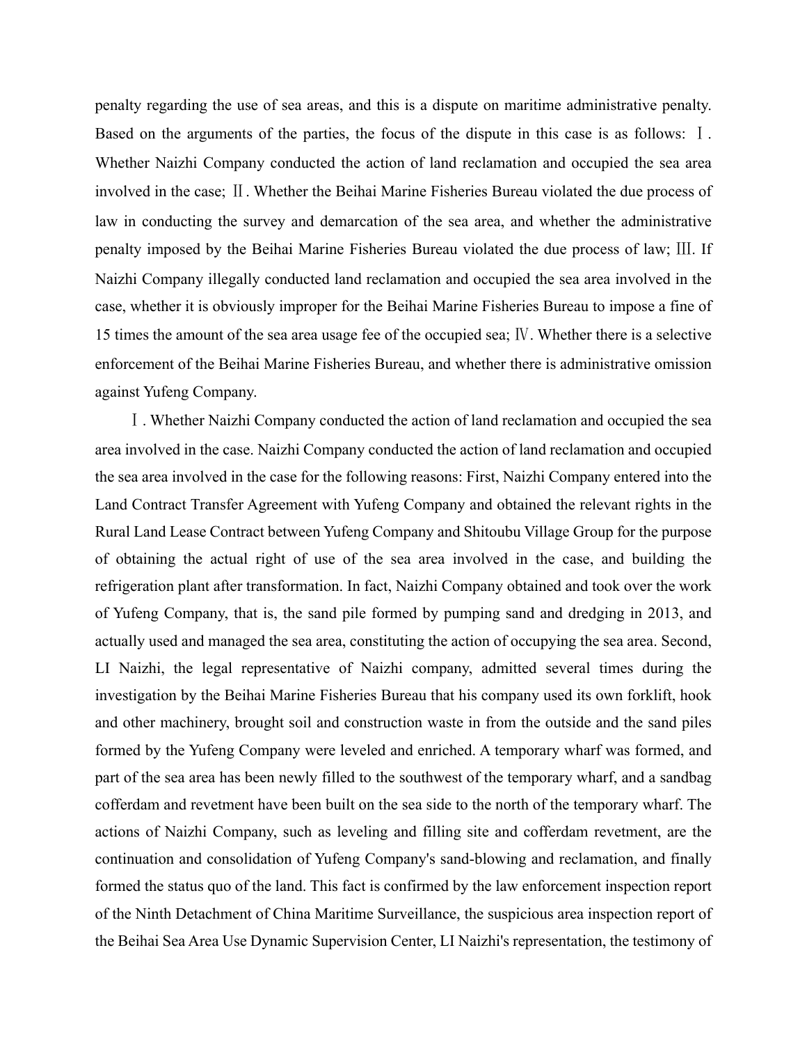penalty regarding the use of sea areas, and this is a dispute on maritime administrative penalty. Based on the arguments of the parties, the focus of the dispute in this case is as follows: Ⅰ. Whether Naizhi Company conducted the action of land reclamation and occupied the sea area involved in the case; Ⅱ. Whether the Beihai Marine Fisheries Bureau violated the due process of law in conducting the survey and demarcation of the sea area, and whether the administrative penalty imposed by the Beihai Marine Fisheries Bureau violated the due process of law; Ⅲ. If Naizhi Company illegally conducted land reclamation and occupied the sea area involved in the case, whether it is obviously improper for the Beihai Marine Fisheries Bureau to impose a fine of 15 times the amount of the sea area usage fee of the occupied sea; Ⅳ. Whether there is a selective enforcement of the Beihai Marine Fisheries Bureau, and whether there is administrative omission against Yufeng Company.

Ⅰ. Whether Naizhi Company conducted the action of land reclamation and occupied the sea area involved in the case. Naizhi Company conducted the action of land reclamation and occupied the sea area involved in the case for the following reasons: First, Naizhi Company entered into the Land Contract Transfer Agreement with Yufeng Company and obtained the relevant rights in the Rural Land Lease Contract between Yufeng Company and Shitoubu Village Group for the purpose of obtaining the actual right of use of the sea area involved in the case, and building the refrigeration plant after transformation. In fact, Naizhi Company obtained and took over the work of Yufeng Company, that is, the sand pile formed by pumping sand and dredging in 2013, and actually used and managed the sea area, constituting the action of occupying the sea area. Second, LI Naizhi, the legal representative of Naizhi company, admitted several times during the investigation by the Beihai Marine Fisheries Bureau that his company used its own forklift, hook and other machinery, brought soil and construction waste in from the outside and the sand piles formed by the Yufeng Company were leveled and enriched. A temporary wharf was formed, and part of the sea area has been newly filled to the southwest of the temporary wharf, and a sandbag cofferdam and revetment have been built on the sea side to the north of the temporary wharf. The actions of Naizhi Company, such as leveling and filling site and cofferdam revetment, are the continuation and consolidation of Yufeng Company's sand-blowing and reclamation, and finally formed the status quo of the land. This fact is confirmed by the law enforcement inspection report of the Ninth Detachment of China Maritime Surveillance, the suspicious area inspection report of the Beihai Sea Area Use Dynamic Supervision Center, LI Naizhi's representation, the testimony of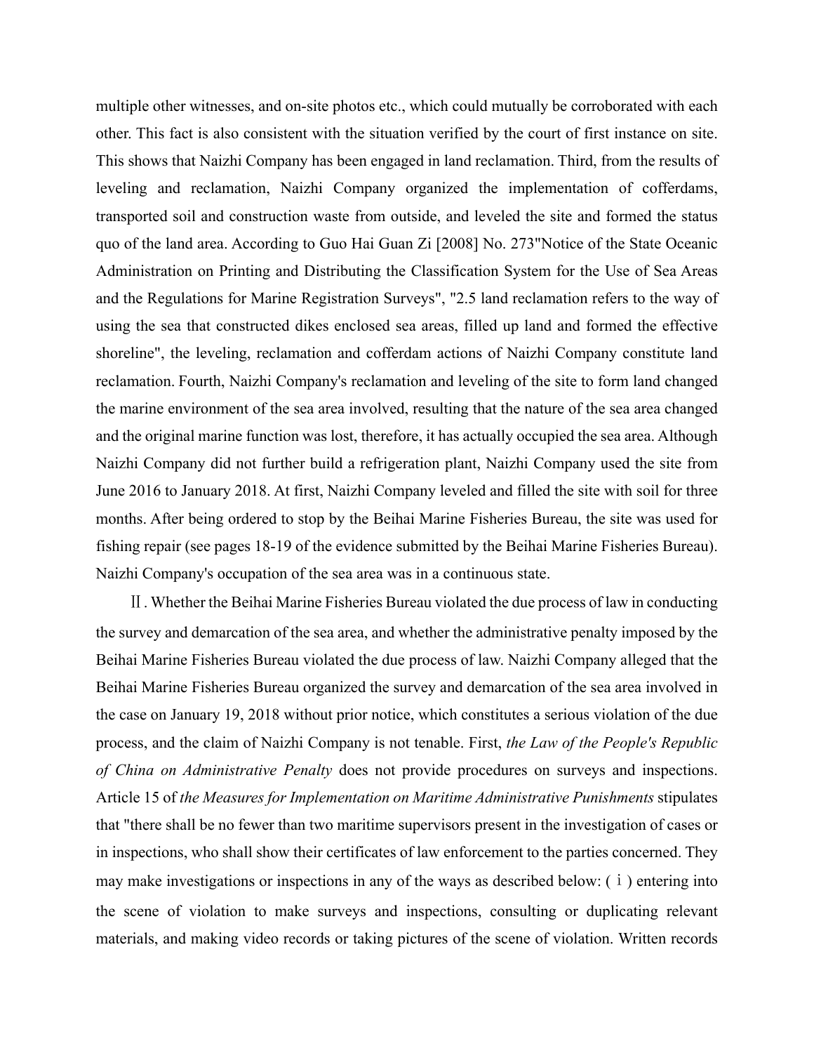multiple other witnesses, and on-site photos etc., which could mutually be corroborated with each other. This fact is also consistent with the situation verified by the court of first instance on site. This shows that Naizhi Company has been engaged in land reclamation. Third, from the results of leveling and reclamation, Naizhi Company organized the implementation of cofferdams, transported soil and construction waste from outside, and leveled the site and formed the status quo of the land area. According to Guo Hai Guan Zi [2008] No. 273"Notice of the State Oceanic Administration on Printing and Distributing the Classification System for the Use of Sea Areas and the Regulations for Marine Registration Surveys", "2.5 land reclamation refers to the way of using the sea that constructed dikes enclosed sea areas, filled up land and formed the effective shoreline", the leveling, reclamation and cofferdam actions of Naizhi Company constitute land reclamation. Fourth, Naizhi Company's reclamation and leveling of the site to form land changed the marine environment of the sea area involved, resulting that the nature of the sea area changed and the original marine function was lost, therefore, it has actually occupied the sea area. Although Naizhi Company did not further build a refrigeration plant, Naizhi Company used the site from June 2016 to January 2018. At first, Naizhi Company leveled and filled the site with soil for three months. After being ordered to stop by the Beihai Marine Fisheries Bureau, the site was used for fishing repair (see pages 18-19 of the evidence submitted by the Beihai Marine Fisheries Bureau). Naizhi Company's occupation of the sea area was in a continuous state.

Ⅱ. Whether the Beihai Marine Fisheries Bureau violated the due process of law in conducting the survey and demarcation of the sea area, and whether the administrative penalty imposed by the Beihai Marine Fisheries Bureau violated the due process of law. Naizhi Company alleged that the Beihai Marine Fisheries Bureau organized the survey and demarcation of the sea area involved in the case on January 19, 2018 without prior notice, which constitutes a serious violation of the due process, and the claim of Naizhi Company is not tenable. First, *the Law of the People's Republic of China on Administrative Penalty* does not provide procedures on surveys and inspections. Article 15 of *the Measures for Implementation on Maritime Administrative Punishments* stipulates that "there shall be no fewer than two maritime supervisors present in the investigation of cases or in inspections, who shall show their certificates of law enforcement to the parties concerned. They may make investigations or inspections in any of the ways as described below: (ⅰ) entering into the scene of violation to make surveys and inspections, consulting or duplicating relevant materials, and making video records or taking pictures of the scene of violation. Written records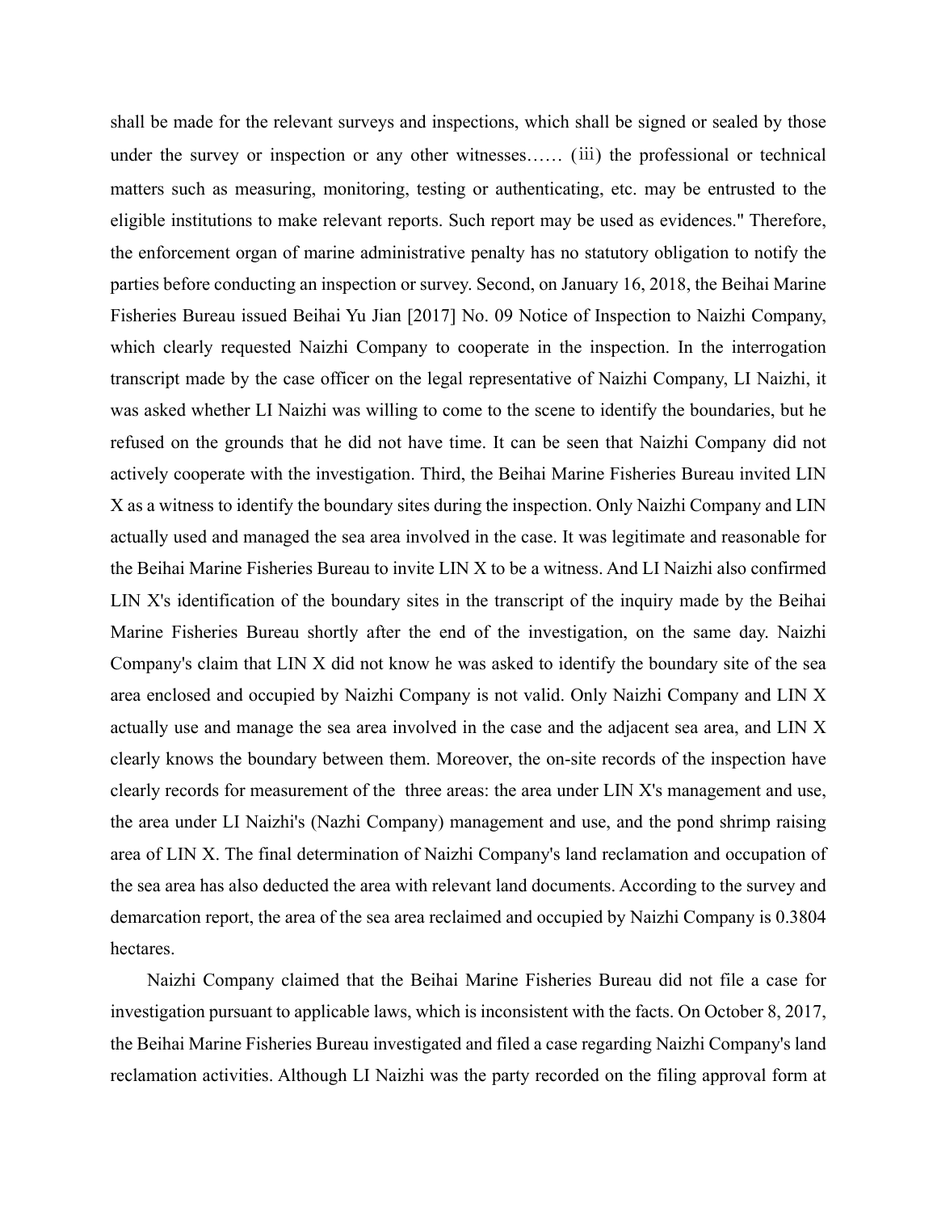shall be made for the relevant surveys and inspections, which shall be signed or sealed by those under the survey or inspection or any other witnesses…… (iii) the professional or technical matters such as measuring, monitoring, testing or authenticating, etc. may be entrusted to the eligible institutions to make relevant reports. Such report may be used as evidences." Therefore, the enforcement organ of marine administrative penalty has no statutory obligation to notify the parties before conducting an inspection or survey. Second, on January 16, 2018, the Beihai Marine Fisheries Bureau issued Beihai Yu Jian [2017] No. 09 Notice of Inspection to Naizhi Company, which clearly requested Naizhi Company to cooperate in the inspection. In the interrogation transcript made by the case officer on the legal representative of Naizhi Company, LI Naizhi, it was asked whether LI Naizhi was willing to come to the scene to identify the boundaries, but he refused on the grounds that he did not have time. It can be seen that Naizhi Company did not actively cooperate with the investigation. Third, the Beihai Marine Fisheries Bureau invited LIN X as a witness to identify the boundary sites during the inspection. Only Naizhi Company and LIN actually used and managed the sea area involved in the case. It was legitimate and reasonable for the Beihai Marine Fisheries Bureau to invite LIN X to be a witness. And LI Naizhi also confirmed LIN X's identification of the boundary sites in the transcript of the inquiry made by the Beihai Marine Fisheries Bureau shortly after the end of the investigation, on the same day. Naizhi Company's claim that LIN X did not know he was asked to identify the boundary site of the sea area enclosed and occupied by Naizhi Company is not valid. Only Naizhi Company and LIN X actually use and manage the sea area involved in the case and the adjacent sea area, and LIN X clearly knows the boundary between them. Moreover, the on-site records of the inspection have clearly records for measurement of the three areas: the area under LIN X's management and use, the area under LI Naizhi's (Nazhi Company) management and use, and the pond shrimp raising area of LIN X. The final determination of Naizhi Company's land reclamation and occupation of the sea area has also deducted the area with relevant land documents. According to the survey and demarcation report, the area of the sea area reclaimed and occupied by Naizhi Company is 0.3804 hectares.

Naizhi Company claimed that the Beihai Marine Fisheries Bureau did not file a case for investigation pursuant to applicable laws, which is inconsistent with the facts. On October 8, 2017, the Beihai Marine Fisheries Bureau investigated and filed a case regarding Naizhi Company's land reclamation activities. Although LI Naizhi was the party recorded on the filing approval form at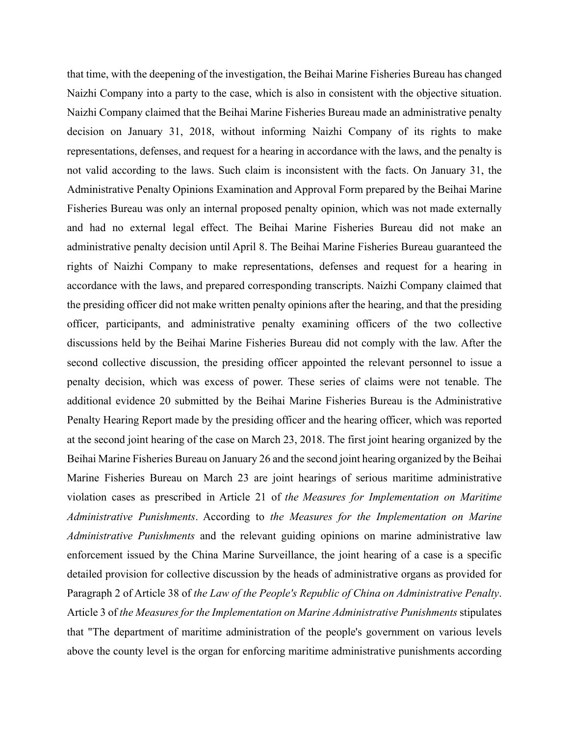that time, with the deepening of the investigation, the Beihai Marine Fisheries Bureau has changed Naizhi Company into a party to the case, which is also in consistent with the objective situation. Naizhi Company claimed that the Beihai Marine Fisheries Bureau made an administrative penalty decision on January 31, 2018, without informing Naizhi Company of its rights to make representations, defenses, and request for a hearing in accordance with the laws, and the penalty is not valid according to the laws. Such claim is inconsistent with the facts. On January 31, the Administrative Penalty Opinions Examination and Approval Form prepared by the Beihai Marine Fisheries Bureau was only an internal proposed penalty opinion, which was not made externally and had no external legal effect. The Beihai Marine Fisheries Bureau did not make an administrative penalty decision until April 8. The Beihai Marine Fisheries Bureau guaranteed the rights of Naizhi Company to make representations, defenses and request for a hearing in accordance with the laws, and prepared corresponding transcripts. Naizhi Company claimed that the presiding officer did not make written penalty opinions after the hearing, and that the presiding officer, participants, and administrative penalty examining officers of the two collective discussions held by the Beihai Marine Fisheries Bureau did not comply with the law. After the second collective discussion, the presiding officer appointed the relevant personnel to issue a penalty decision, which was excess of power. These series of claims were not tenable. The additional evidence 20 submitted by the Beihai Marine Fisheries Bureau is the Administrative Penalty Hearing Report made by the presiding officer and the hearing officer, which was reported at the second joint hearing of the case on March 23, 2018. The first joint hearing organized by the Beihai Marine Fisheries Bureau on January 26 and the second joint hearing organized by the Beihai Marine Fisheries Bureau on March 23 are joint hearings of serious maritime administrative violation cases as prescribed in Article 21 of *the Measures for Implementation on Maritime Administrative Punishments*. According to *the Measures for the Implementation on Marine Administrative Punishments* and the relevant guiding opinions on marine administrative law enforcement issued by the China Marine Surveillance, the joint hearing of a case is a specific detailed provision for collective discussion by the heads of administrative organs as provided for Paragraph 2 of Article 38 of *the Law of the People's Republic of China on Administrative Penalty*. Article 3 of *the Measures for the Implementation on Marine Administrative Punishments* stipulates that "The department of maritime administration of the people's government on various levels above the county level is the organ for enforcing maritime administrative punishments according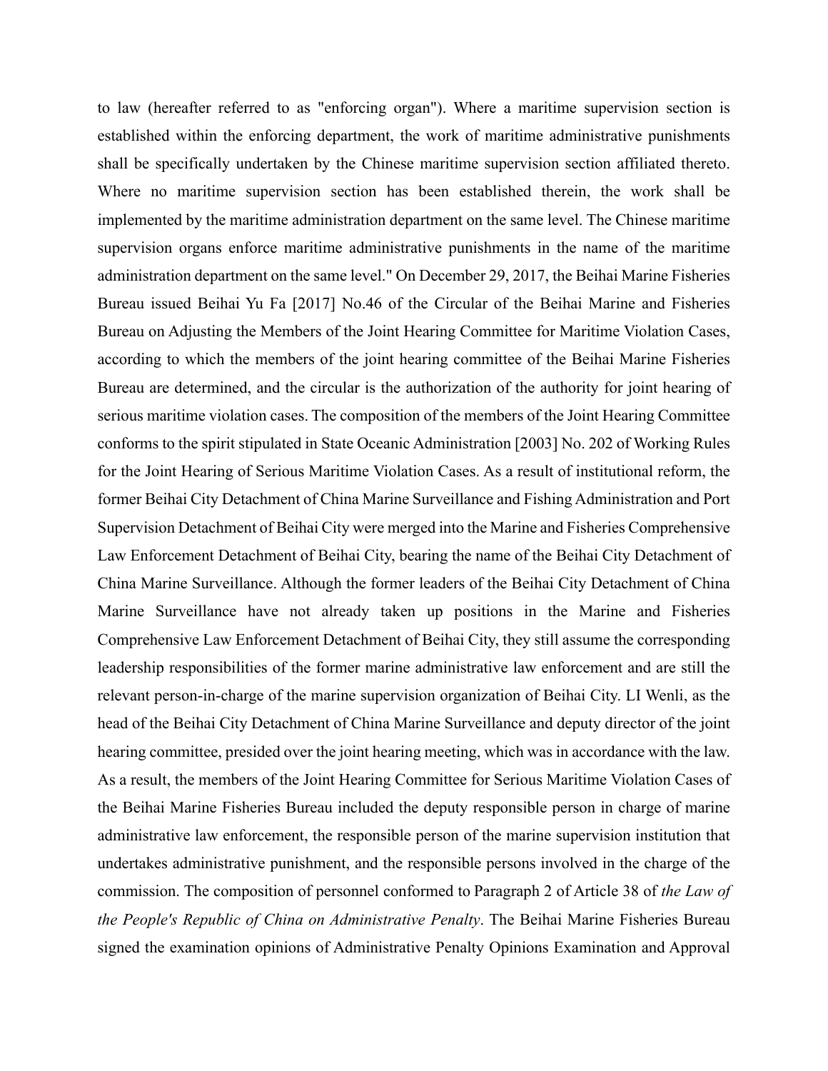to law (hereafter referred to as "enforcing organ"). Where a maritime supervision section is established within the enforcing department, the work of maritime administrative punishments shall be specifically undertaken by the Chinese maritime supervision section affiliated thereto. Where no maritime supervision section has been established therein, the work shall be implemented by the maritime administration department on the same level. The Chinese maritime supervision organs enforce maritime administrative punishments in the name of the maritime administration department on the same level." On December 29, 2017, the Beihai Marine Fisheries Bureau issued Beihai Yu Fa [2017] No.46 of the Circular of the Beihai Marine and Fisheries Bureau on Adjusting the Members of the Joint Hearing Committee for Maritime Violation Cases, according to which the members of the joint hearing committee of the Beihai Marine Fisheries Bureau are determined, and the circular is the authorization of the authority for joint hearing of serious maritime violation cases. The composition of the members of the Joint Hearing Committee conforms to the spirit stipulated in State Oceanic Administration [2003] No. 202 of Working Rules for the Joint Hearing of Serious Maritime Violation Cases. As a result of institutional reform, the former Beihai City Detachment of China Marine Surveillance and Fishing Administration and Port Supervision Detachment of Beihai City were merged into the Marine and Fisheries Comprehensive Law Enforcement Detachment of Beihai City, bearing the name of the Beihai City Detachment of China Marine Surveillance. Although the former leaders of the Beihai City Detachment of China Marine Surveillance have not already taken up positions in the Marine and Fisheries Comprehensive Law Enforcement Detachment of Beihai City, they still assume the corresponding leadership responsibilities of the former marine administrative law enforcement and are still the relevant person-in-charge of the marine supervision organization of Beihai City. LI Wenli, as the head of the Beihai City Detachment of China Marine Surveillance and deputy director of the joint hearing committee, presided over the joint hearing meeting, which was in accordance with the law. As a result, the members of the Joint Hearing Committee for Serious Maritime Violation Cases of the Beihai Marine Fisheries Bureau included the deputy responsible person in charge of marine administrative law enforcement, the responsible person of the marine supervision institution that undertakes administrative punishment, and the responsible persons involved in the charge of the commission. The composition of personnel conformed to Paragraph 2 of Article 38 of *the Law of the People's Republic of China on Administrative Penalty*. The Beihai Marine Fisheries Bureau signed the examination opinions of Administrative Penalty Opinions Examination and Approval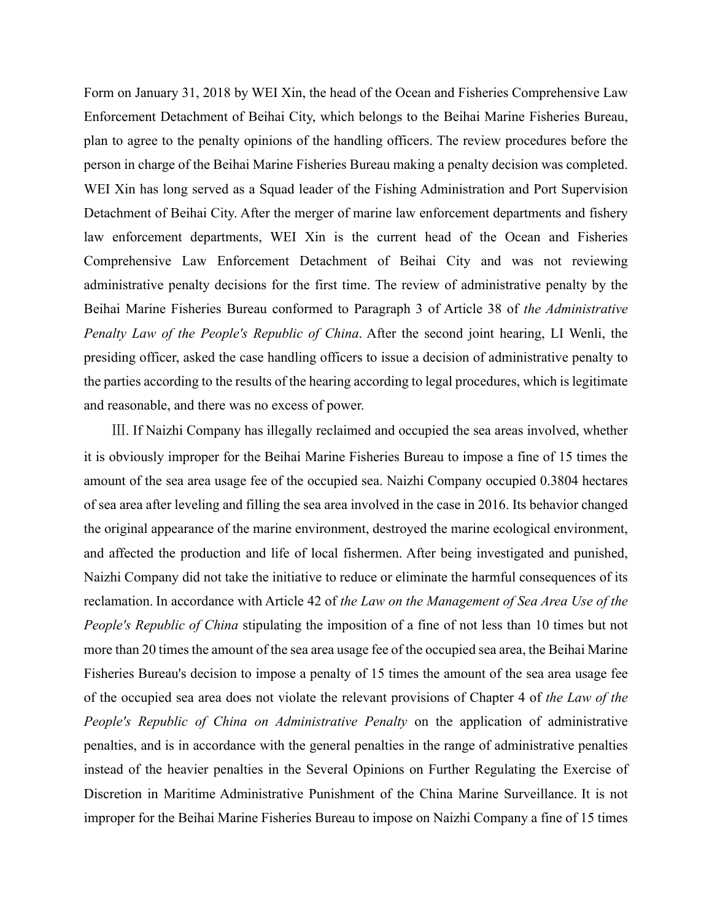Form on January 31, 2018 by WEI Xin, the head of the Ocean and Fisheries Comprehensive Law Enforcement Detachment of Beihai City, which belongs to the Beihai Marine Fisheries Bureau, plan to agree to the penalty opinions of the handling officers. The review procedures before the person in charge of the Beihai Marine Fisheries Bureau making a penalty decision was completed. WEI Xin has long served as a Squad leader of the Fishing Administration and Port Supervision Detachment of Beihai City. After the merger of marine law enforcement departments and fishery law enforcement departments, WEI Xin is the current head of the Ocean and Fisheries Comprehensive Law Enforcement Detachment of Beihai City and was not reviewing administrative penalty decisions for the first time. The review of administrative penalty by the Beihai Marine Fisheries Bureau conformed to Paragraph 3 of Article 38 of *the Administrative Penalty Law of the People's Republic of China*. After the second joint hearing, LI Wenli, the presiding officer, asked the case handling officers to issue a decision of administrative penalty to the parties according to the results of the hearing according to legal procedures, which is legitimate and reasonable, and there was no excess of power.

Ⅲ. If Naizhi Company has illegally reclaimed and occupied the sea areas involved, whether it is obviously improper for the Beihai Marine Fisheries Bureau to impose a fine of 15 times the amount of the sea area usage fee of the occupied sea. Naizhi Company occupied 0.3804 hectares of sea area after leveling and filling the sea area involved in the case in 2016. Its behavior changed the original appearance of the marine environment, destroyed the marine ecological environment, and affected the production and life of local fishermen. After being investigated and punished, Naizhi Company did not take the initiative to reduce or eliminate the harmful consequences of its reclamation. In accordance with Article 42 of *the Law on the Management of Sea Area Use of the People's Republic of China* stipulating the imposition of a fine of not less than 10 times but not more than 20 times the amount of the sea area usage fee of the occupied sea area, the Beihai Marine Fisheries Bureau's decision to impose a penalty of 15 times the amount of the sea area usage fee of the occupied sea area does not violate the relevant provisions of Chapter 4 of *the Law of the People's Republic of China on Administrative Penalty* on the application of administrative penalties, and is in accordance with the general penalties in the range of administrative penalties instead of the heavier penalties in the Several Opinions on Further Regulating the Exercise of Discretion in Maritime Administrative Punishment of the China Marine Surveillance. It is not improper for the Beihai Marine Fisheries Bureau to impose on Naizhi Company a fine of 15 times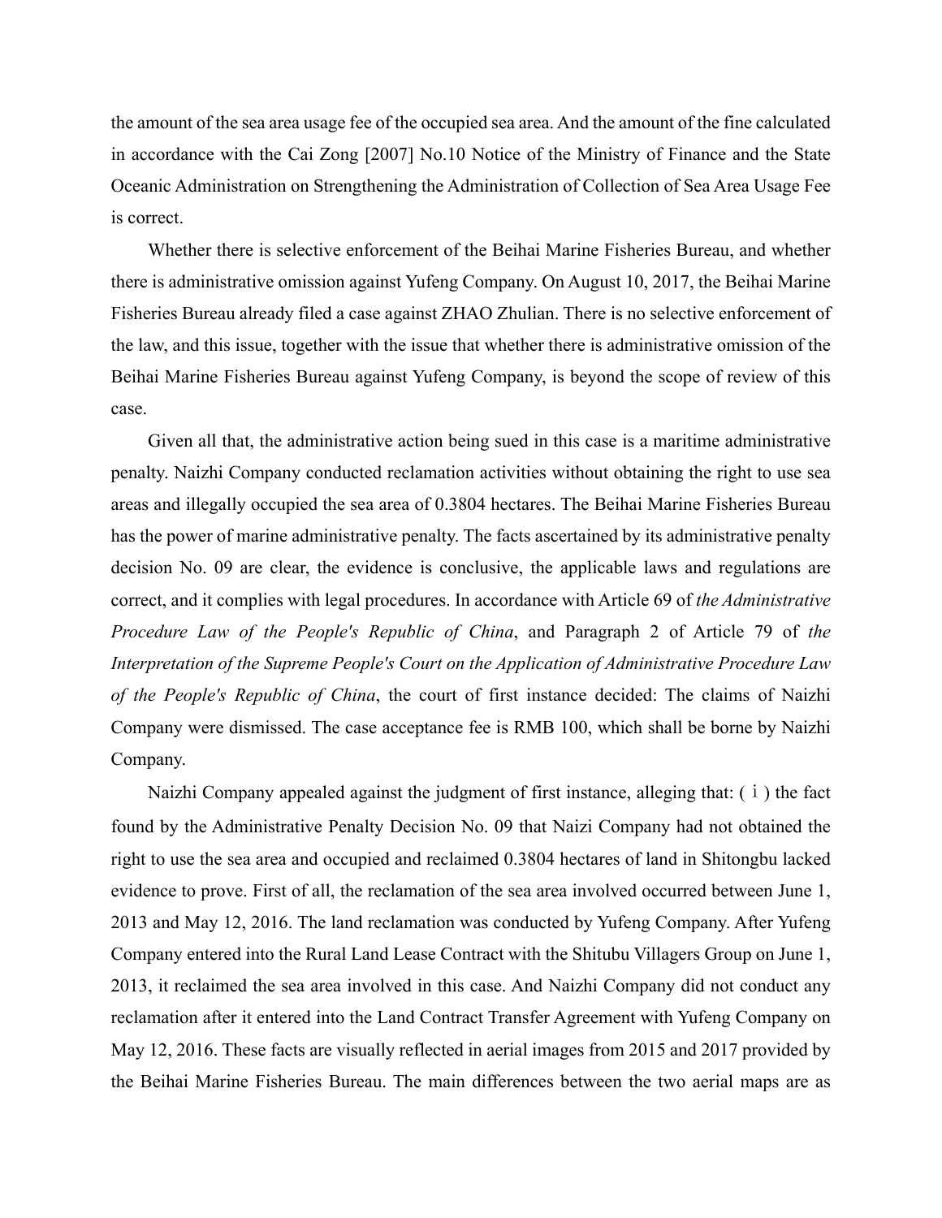the amount of the sea area usage fee of the occupied sea area. And the amount of the fine calculated in accordance with the Cai Zong [2007] No.10 Notice of the Ministry of Finance and the State Oceanic Administration on Strengthening the Administration of Collection of Sea Area Usage Fee is correct.

Whether there is selective enforcement of the Beihai Marine Fisheries Bureau, and whether there is administrative omission against Yufeng Company. On August 10, 2017, the Beihai Marine Fisheries Bureau already filed a case against ZHAO Zhulian. There is no selective enforcement of the law, and this issue, together with the issue that whether there is administrative omission of the Beihai Marine Fisheries Bureau against Yufeng Company, is beyond the scope of review of this case.

Given all that, the administrative action being sued in this case is a maritime administrative penalty. Naizhi Company conducted reclamation activities without obtaining the right to use sea areas and illegally occupied the sea area of 0.3804 hectares. The Beihai Marine Fisheries Bureau has the power of marine administrative penalty. The facts ascertained by its administrative penalty decision No. 09 are clear, the evidence is conclusive, the applicable laws and regulations are correct, and it complies with legal procedures. In accordance with Article 69 of *the Administrative Procedure Law of the People's Republic of China*, and Paragraph 2 of Article 79 of *the Interpretation of the Supreme People's Court on the Application of Administrative Procedure Law of the People's Republic of China*, the court of first instance decided: The claims of Naizhi Company were dismissed. The case acceptance fee is RMB 100, which shall be borne by Naizhi Company.

Naizhi Company appealed against the judgment of first instance, alleging that: (ⅰ) the fact found by the Administrative Penalty Decision No. 09 that Naizi Company had not obtained the right to use the sea area and occupied and reclaimed 0.3804 hectares of land in Shitongbu lacked evidence to prove. First of all, the reclamation of the sea area involved occurred between June 1, 2013 and May 12, 2016. The land reclamation was conducted by Yufeng Company. After Yufeng Company entered into the Rural Land Lease Contract with the Shitubu Villagers Group on June 1, 2013, it reclaimed the sea area involved in this case. And Naizhi Company did not conduct any reclamation after it entered into the Land Contract Transfer Agreement with Yufeng Company on May 12, 2016. These facts are visually reflected in aerial images from 2015 and 2017 provided by the Beihai Marine Fisheries Bureau. The main differences between the two aerial maps are as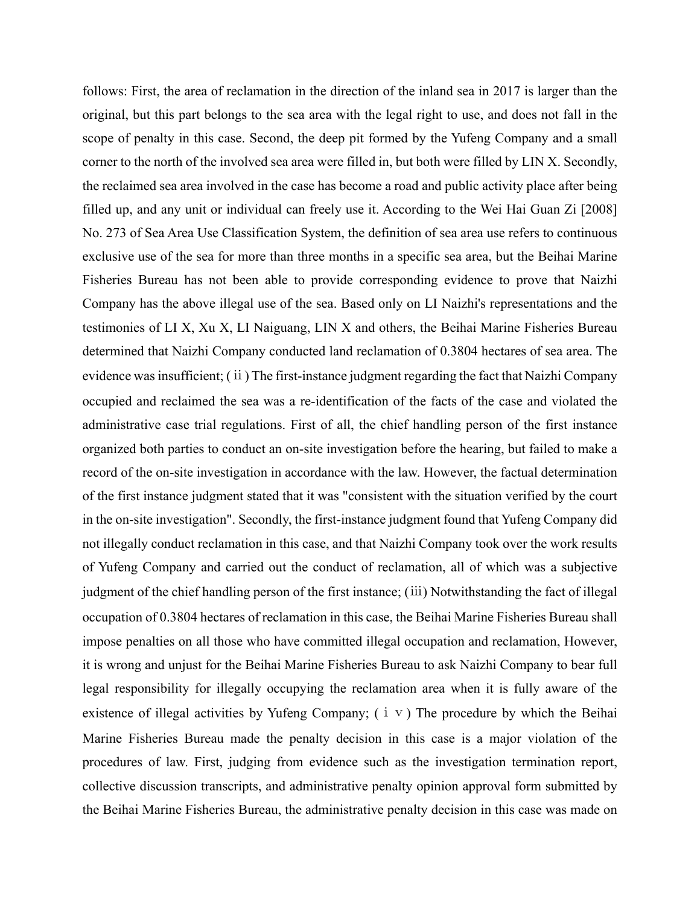follows: First, the area of reclamation in the direction of the inland sea in 2017 is larger than the original, but this part belongs to the sea area with the legal right to use, and does not fall in the scope of penalty in this case. Second, the deep pit formed by the Yufeng Company and a small corner to the north of the involved sea area were filled in, but both were filled by LIN X. Secondly, the reclaimed sea area involved in the case has become a road and public activity place after being filled up, and any unit or individual can freely use it. According to the Wei Hai Guan Zi [2008] No. 273 of Sea Area Use Classification System, the definition of sea area use refers to continuous exclusive use of the sea for more than three months in a specific sea area, but the Beihai Marine Fisheries Bureau has not been able to provide corresponding evidence to prove that Naizhi Company has the above illegal use of the sea. Based only on LI Naizhi's representations and the testimonies of LI X, Xu X, LI Naiguang, LIN X and others, the Beihai Marine Fisheries Bureau determined that Naizhi Company conducted land reclamation of 0.3804 hectares of sea area. The evidence was insufficient; (ⅱ) The first-instance judgment regarding the fact that Naizhi Company occupied and reclaimed the sea was a re-identification of the facts of the case and violated the administrative case trial regulations. First of all, the chief handling person of the first instance organized both parties to conduct an on-site investigation before the hearing, but failed to make a record of the on-site investigation in accordance with the law. However, the factual determination of the first instance judgment stated that it was "consistent with the situation verified by the court in the on-site investigation". Secondly, the first-instance judgment found that Yufeng Company did not illegally conduct reclamation in this case, and that Naizhi Company took over the work results of Yufeng Company and carried out the conduct of reclamation, all of which was a subjective judgment of the chief handling person of the first instance; (ⅲ) Notwithstanding the fact of illegal occupation of 0.3804 hectares of reclamation in this case, the Beihai Marine Fisheries Bureau shall impose penalties on all those who have committed illegal occupation and reclamation, However, it is wrong and unjust for the Beihai Marine Fisheries Bureau to ask Naizhi Company to bear full legal responsibility for illegally occupying the reclamation area when it is fully aware of the existence of illegal activities by Yufeng Company; (ⅰⅴ) The procedure by which the Beihai Marine Fisheries Bureau made the penalty decision in this case is a major violation of the procedures of law. First, judging from evidence such as the investigation termination report, collective discussion transcripts, and administrative penalty opinion approval form submitted by the Beihai Marine Fisheries Bureau, the administrative penalty decision in this case was made on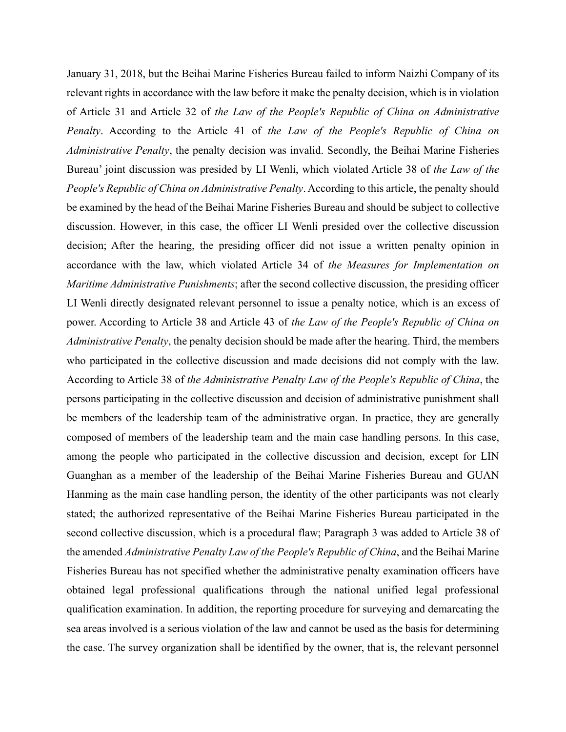January 31, 2018, but the Beihai Marine Fisheries Bureau failed to inform Naizhi Company of its relevant rights in accordance with the law before it make the penalty decision, which is in violation of Article 31 and Article 32 of *the Law of the People's Republic of China on Administrative Penalty*. According to the Article 41 of *the Law of the People's Republic of China on Administrative Penalty*, the penalty decision was invalid. Secondly, the Beihai Marine Fisheries Bureau' joint discussion was presided by LI Wenli, which violated Article 38 of *the Law of the People's Republic of China on Administrative Penalty*. According to this article, the penalty should be examined by the head of the Beihai Marine Fisheries Bureau and should be subject to collective discussion. However, in this case, the officer LI Wenli presided over the collective discussion decision; After the hearing, the presiding officer did not issue a written penalty opinion in accordance with the law, which violated Article 34 of *the Measures for Implementation on Maritime Administrative Punishments*; after the second collective discussion, the presiding officer LI Wenli directly designated relevant personnel to issue a penalty notice, which is an excess of power. According to Article 38 and Article 43 of *the Law of the People's Republic of China on Administrative Penalty*, the penalty decision should be made after the hearing. Third, the members who participated in the collective discussion and made decisions did not comply with the law. According to Article 38 of *the Administrative Penalty Law of the People's Republic of China*, the persons participating in the collective discussion and decision of administrative punishment shall be members of the leadership team of the administrative organ. In practice, they are generally composed of members of the leadership team and the main case handling persons. In this case, among the people who participated in the collective discussion and decision, except for LIN Guanghan as a member of the leadership of the Beihai Marine Fisheries Bureau and GUAN Hanming as the main case handling person, the identity of the other participants was not clearly stated; the authorized representative of the Beihai Marine Fisheries Bureau participated in the second collective discussion, which is a procedural flaw; Paragraph 3 was added to Article 38 of the amended *Administrative Penalty Law of the People's Republic of China*, and the Beihai Marine Fisheries Bureau has not specified whether the administrative penalty examination officers have obtained legal professional qualifications through the national unified legal professional qualification examination. In addition, the reporting procedure for surveying and demarcating the sea areas involved is a serious violation of the law and cannot be used as the basis for determining the case. The survey organization shall be identified by the owner, that is, the relevant personnel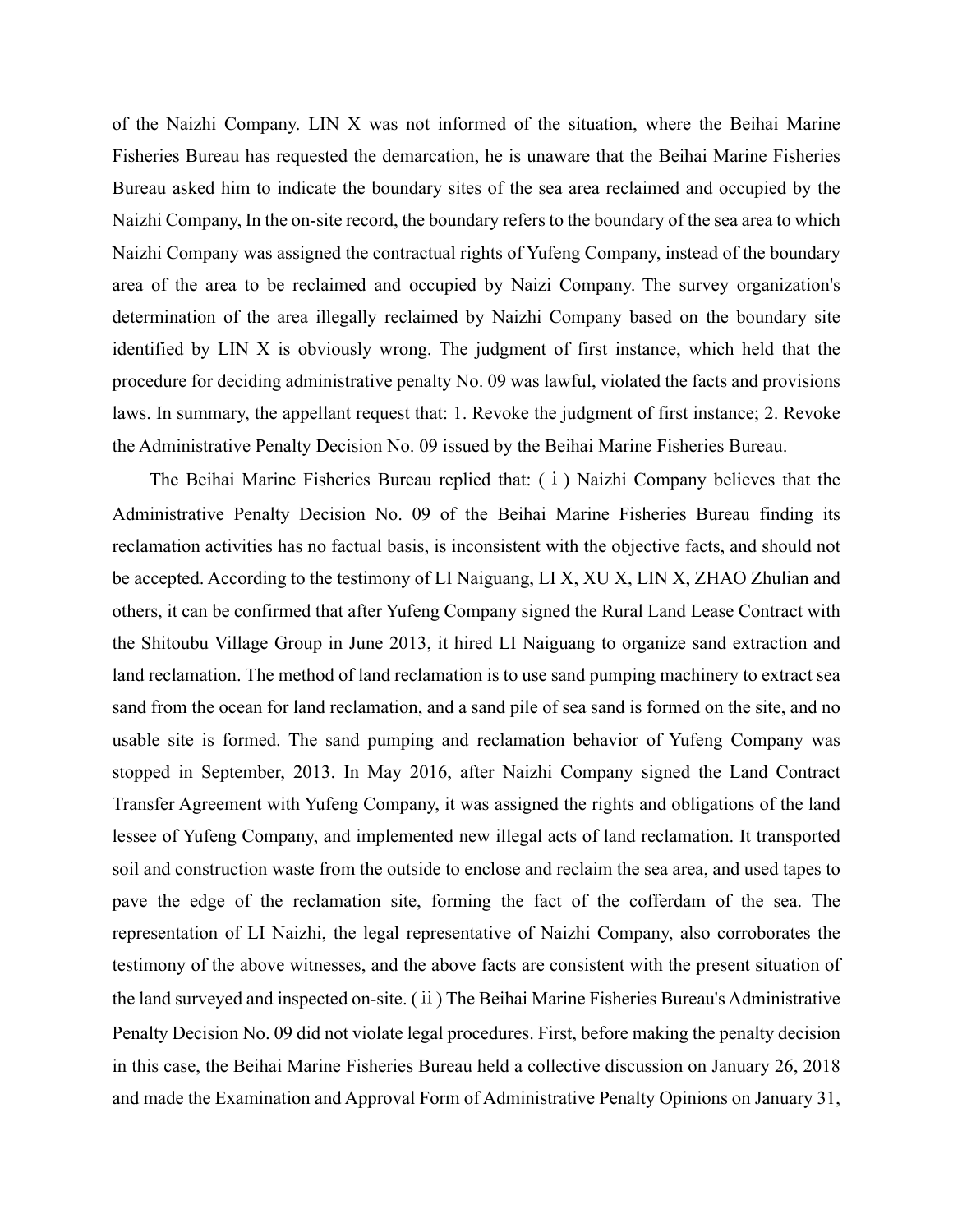of the Naizhi Company. LIN X was not informed of the situation, where the Beihai Marine Fisheries Bureau has requested the demarcation, he is unaware that the Beihai Marine Fisheries Bureau asked him to indicate the boundary sites of the sea area reclaimed and occupied by the Naizhi Company, In the on-site record, the boundary refers to the boundary of the sea area to which Naizhi Company was assigned the contractual rights of Yufeng Company, instead of the boundary area of the area to be reclaimed and occupied by Naizi Company. The survey organization's determination of the area illegally reclaimed by Naizhi Company based on the boundary site identified by LIN X is obviously wrong. The judgment of first instance, which held that the procedure for deciding administrative penalty No. 09 was lawful, violated the facts and provisions laws. In summary, the appellant request that: 1. Revoke the judgment of first instance; 2. Revoke the Administrative Penalty Decision No. 09 issued by the Beihai Marine Fisheries Bureau.

The Beihai Marine Fisheries Bureau replied that: (ⅰ) Naizhi Company believes that the Administrative Penalty Decision No. 09 of the Beihai Marine Fisheries Bureau finding its reclamation activities has no factual basis, is inconsistent with the objective facts, and should not be accepted. According to the testimony of LI Naiguang, LI X, XU X, LIN X, ZHAO Zhulian and others, it can be confirmed that after Yufeng Company signed the Rural Land Lease Contract with the Shitoubu Village Group in June 2013, it hired LI Naiguang to organize sand extraction and land reclamation. The method of land reclamation is to use sand pumping machinery to extract sea sand from the ocean for land reclamation, and a sand pile of sea sand is formed on the site, and no usable site is formed. The sand pumping and reclamation behavior of Yufeng Company was stopped in September, 2013. In May 2016, after Naizhi Company signed the Land Contract Transfer Agreement with Yufeng Company, it was assigned the rights and obligations of the land lessee of Yufeng Company, and implemented new illegal acts of land reclamation. It transported soil and construction waste from the outside to enclose and reclaim the sea area, and used tapes to pave the edge of the reclamation site, forming the fact of the cofferdam of the sea. The representation of LI Naizhi, the legal representative of Naizhi Company, also corroborates the testimony of the above witnesses, and the above facts are consistent with the present situation of the land surveyed and inspected on-site. (ⅱ) The Beihai Marine Fisheries Bureau's Administrative Penalty Decision No. 09 did not violate legal procedures. First, before making the penalty decision in this case, the Beihai Marine Fisheries Bureau held a collective discussion on January 26, 2018 and made the Examination and Approval Form of Administrative Penalty Opinions on January 31,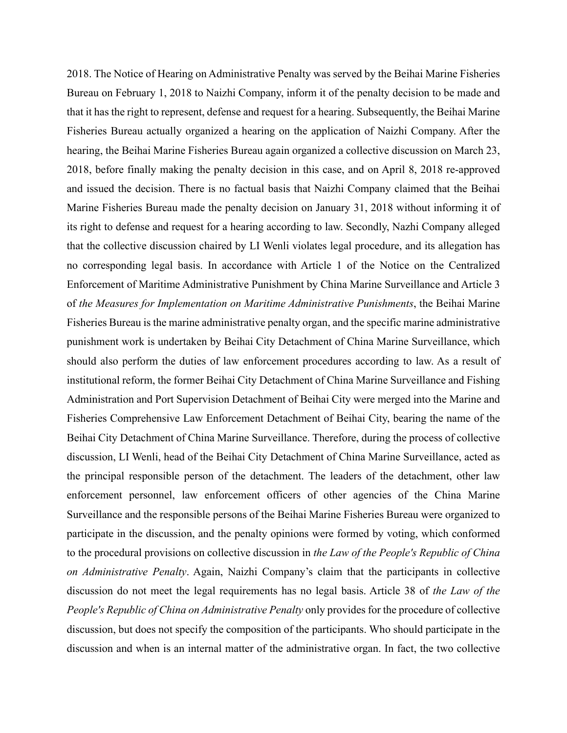2018. The Notice of Hearing on Administrative Penalty was served by the Beihai Marine Fisheries Bureau on February 1, 2018 to Naizhi Company, inform it of the penalty decision to be made and that it has the right to represent, defense and request for a hearing. Subsequently, the Beihai Marine Fisheries Bureau actually organized a hearing on the application of Naizhi Company. After the hearing, the Beihai Marine Fisheries Bureau again organized a collective discussion on March 23, 2018, before finally making the penalty decision in this case, and on April 8, 2018 re-approved and issued the decision. There is no factual basis that Naizhi Company claimed that the Beihai Marine Fisheries Bureau made the penalty decision on January 31, 2018 without informing it of its right to defense and request for a hearing according to law. Secondly, Nazhi Company alleged that the collective discussion chaired by LI Wenli violates legal procedure, and its allegation has no corresponding legal basis. In accordance with Article 1 of the Notice on the Centralized Enforcement of Maritime Administrative Punishment by China Marine Surveillance and Article 3 of *the Measures for Implementation on Maritime Administrative Punishments*, the Beihai Marine Fisheries Bureau is the marine administrative penalty organ, and the specific marine administrative punishment work is undertaken by Beihai City Detachment of China Marine Surveillance, which should also perform the duties of law enforcement procedures according to law. As a result of institutional reform, the former Beihai City Detachment of China Marine Surveillance and Fishing Administration and Port Supervision Detachment of Beihai City were merged into the Marine and Fisheries Comprehensive Law Enforcement Detachment of Beihai City, bearing the name of the Beihai City Detachment of China Marine Surveillance. Therefore, during the process of collective discussion, LI Wenli, head of the Beihai City Detachment of China Marine Surveillance, acted as the principal responsible person of the detachment. The leaders of the detachment, other law enforcement personnel, law enforcement officers of other agencies of the China Marine Surveillance and the responsible persons of the Beihai Marine Fisheries Bureau were organized to participate in the discussion, and the penalty opinions were formed by voting, which conformed to the procedural provisions on collective discussion in *the Law of the People's Republic of China on Administrative Penalty*. Again, Naizhi Company's claim that the participants in collective discussion do not meet the legal requirements has no legal basis. Article 38 of *the Law of the People's Republic of China on Administrative Penalty* only provides for the procedure of collective discussion, but does not specify the composition of the participants. Who should participate in the discussion and when is an internal matter of the administrative organ. In fact, the two collective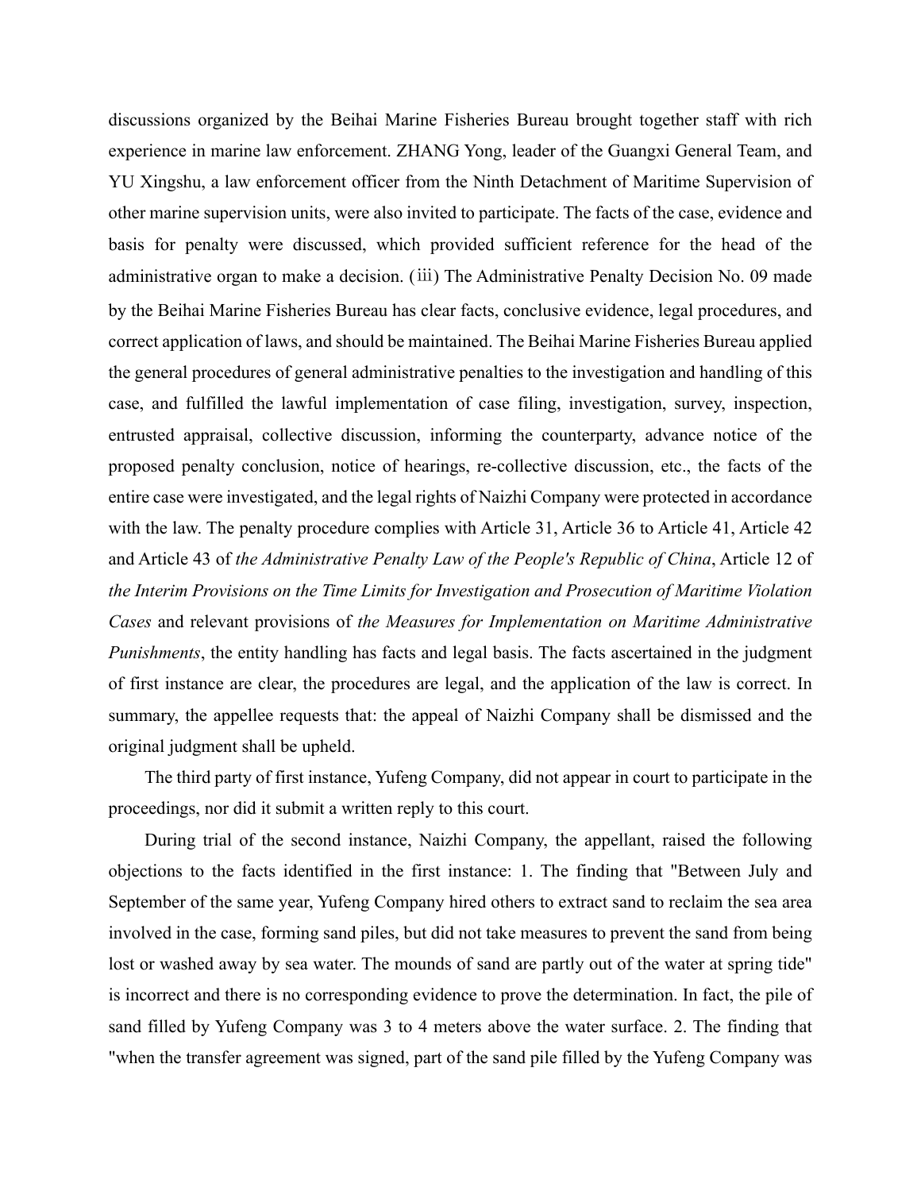discussions organized by the Beihai Marine Fisheries Bureau brought together staff with rich experience in marine law enforcement. ZHANG Yong, leader of the Guangxi General Team, and YU Xingshu, a law enforcement officer from the Ninth Detachment of Maritime Supervision of other marine supervision units, were also invited to participate. The facts of the case, evidence and basis for penalty were discussed, which provided sufficient reference for the head of the administrative organ to make a decision. (iii) The Administrative Penalty Decision No. 09 made by the Beihai Marine Fisheries Bureau has clear facts, conclusive evidence, legal procedures, and correct application of laws, and should be maintained. The Beihai Marine Fisheries Bureau applied the general procedures of general administrative penalties to the investigation and handling of this case, and fulfilled the lawful implementation of case filing, investigation, survey, inspection, entrusted appraisal, collective discussion, informing the counterparty, advance notice of the proposed penalty conclusion, notice of hearings, re-collective discussion, etc., the facts of the entire case were investigated, and the legal rights of Naizhi Company were protected in accordance with the law. The penalty procedure complies with Article 31, Article 36 to Article 41, Article 42 and Article 43 of *the Administrative Penalty Law of the People's Republic of China*, Article 12 of *the Interim Provisions on the Time Limits for Investigation and Prosecution of Maritime Violation Cases* and relevant provisions of *the Measures for Implementation on Maritime Administrative Punishments*, the entity handling has facts and legal basis. The facts ascertained in the judgment of first instance are clear, the procedures are legal, and the application of the law is correct. In summary, the appellee requests that: the appeal of Naizhi Company shall be dismissed and the original judgment shall be upheld.

The third party of first instance, Yufeng Company, did not appear in court to participate in the proceedings, nor did it submit a written reply to this court.

During trial of the second instance, Naizhi Company, the appellant, raised the following objections to the facts identified in the first instance: 1. The finding that "Between July and September of the same year, Yufeng Company hired others to extract sand to reclaim the sea area involved in the case, forming sand piles, but did not take measures to prevent the sand from being lost or washed away by sea water. The mounds of sand are partly out of the water at spring tide" is incorrect and there is no corresponding evidence to prove the determination. In fact, the pile of sand filled by Yufeng Company was 3 to 4 meters above the water surface. 2. The finding that "when the transfer agreement was signed, part of the sand pile filled by the Yufeng Company was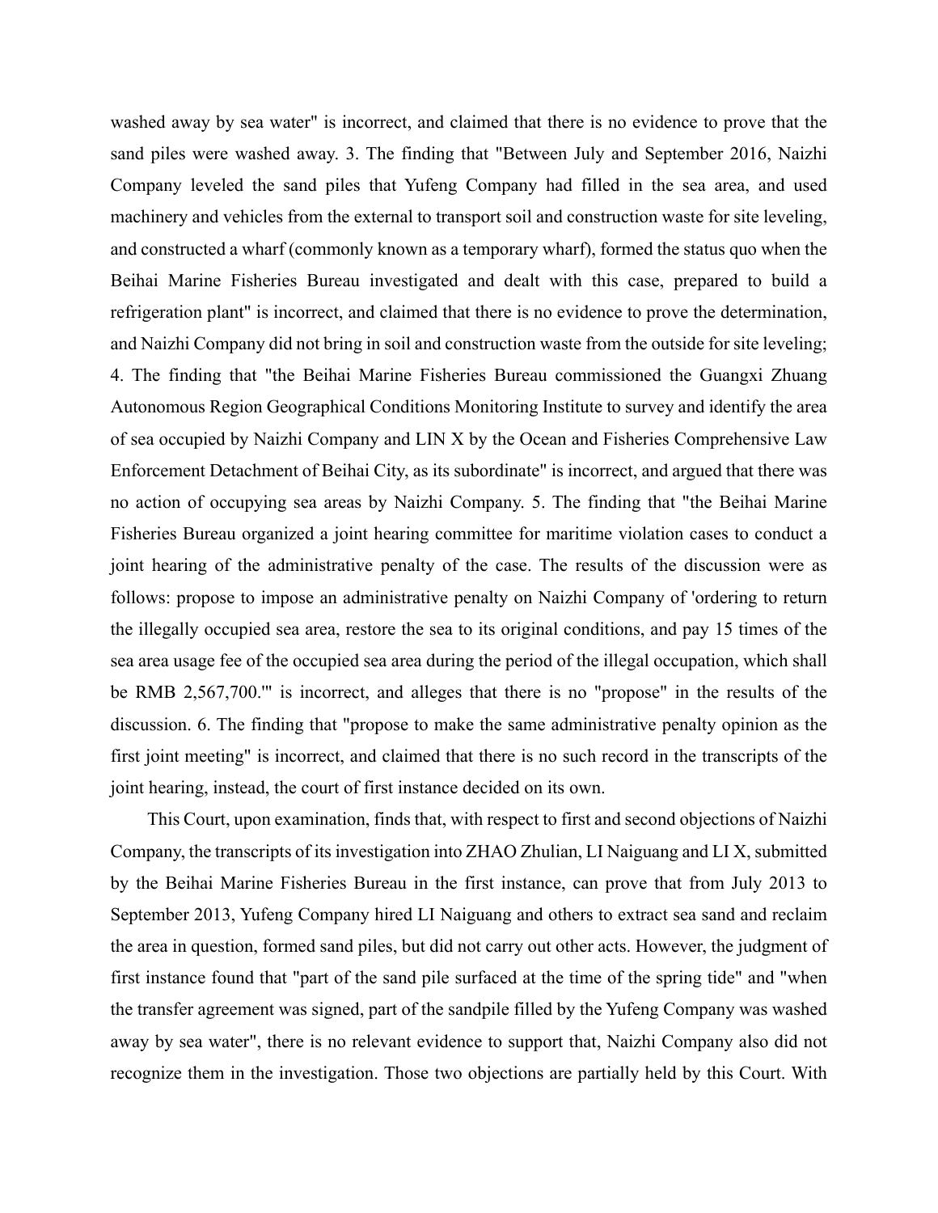washed away by sea water" is incorrect, and claimed that there is no evidence to prove that the sand piles were washed away. 3. The finding that "Between July and September 2016, Naizhi Company leveled the sand piles that Yufeng Company had filled in the sea area, and used machinery and vehicles from the external to transport soil and construction waste for site leveling, and constructed a wharf (commonly known as a temporary wharf), formed the status quo when the Beihai Marine Fisheries Bureau investigated and dealt with this case, prepared to build a refrigeration plant" is incorrect, and claimed that there is no evidence to prove the determination, and Naizhi Company did not bring in soil and construction waste from the outside for site leveling; 4. The finding that "the Beihai Marine Fisheries Bureau commissioned the Guangxi Zhuang Autonomous Region Geographical Conditions Monitoring Institute to survey and identify the area of sea occupied by Naizhi Company and LIN X by the Ocean and Fisheries Comprehensive Law Enforcement Detachment of Beihai City, as its subordinate" is incorrect, and argued that there was no action of occupying sea areas by Naizhi Company. 5. The finding that "the Beihai Marine Fisheries Bureau organized a joint hearing committee for maritime violation cases to conduct a joint hearing of the administrative penalty of the case. The results of the discussion were as follows: propose to impose an administrative penalty on Naizhi Company of 'ordering to return the illegally occupied sea area, restore the sea to its original conditions, and pay 15 times of the sea area usage fee of the occupied sea area during the period of the illegal occupation, which shall be RMB 2,567,700.'" is incorrect, and alleges that there is no "propose" in the results of the discussion. 6. The finding that "propose to make the same administrative penalty opinion as the first joint meeting" is incorrect, and claimed that there is no such record in the transcripts of the joint hearing, instead, the court of first instance decided on its own.

This Court, upon examination, finds that, with respect to first and second objections of Naizhi Company, the transcripts of its investigation into ZHAO Zhulian, LI Naiguang and LI X, submitted by the Beihai Marine Fisheries Bureau in the first instance, can prove that from July 2013 to September 2013, Yufeng Company hired LI Naiguang and others to extract sea sand and reclaim the area in question, formed sand piles, but did not carry out other acts. However, the judgment of first instance found that "part of the sand pile surfaced at the time of the spring tide" and "when the transfer agreement was signed, part of the sandpile filled by the Yufeng Company was washed away by sea water", there is no relevant evidence to support that, Naizhi Company also did not recognize them in the investigation. Those two objections are partially held by this Court. With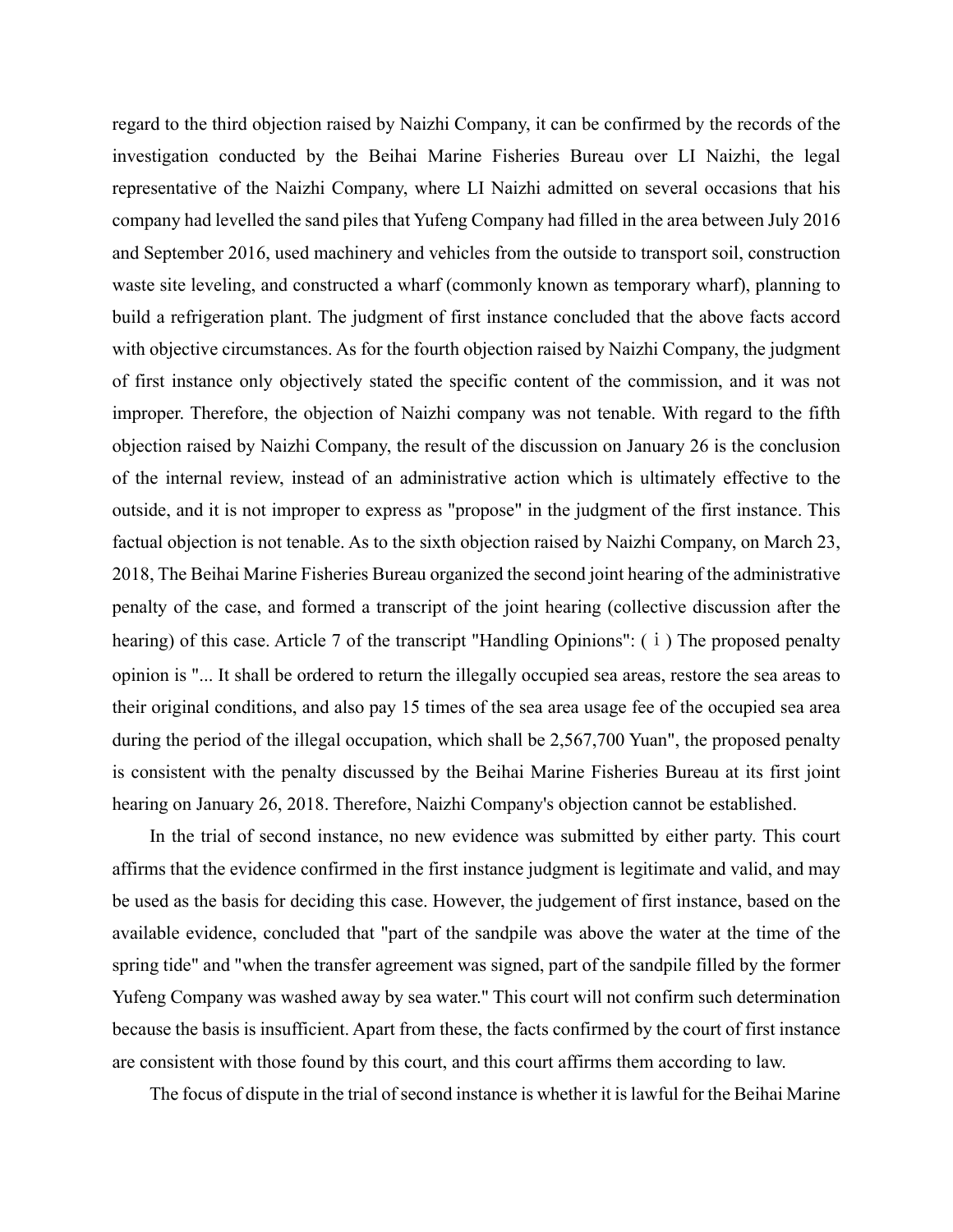regard to the third objection raised by Naizhi Company, it can be confirmed by the records of the investigation conducted by the Beihai Marine Fisheries Bureau over LI Naizhi, the legal representative of the Naizhi Company, where LI Naizhi admitted on several occasions that his company had levelled the sand piles that Yufeng Company had filled in the area between July 2016 and September 2016, used machinery and vehicles from the outside to transport soil, construction waste site leveling, and constructed a wharf (commonly known as temporary wharf), planning to build a refrigeration plant. The judgment of first instance concluded that the above facts accord with objective circumstances. As for the fourth objection raised by Naizhi Company, the judgment of first instance only objectively stated the specific content of the commission, and it was not improper. Therefore, the objection of Naizhi company was not tenable. With regard to the fifth objection raised by Naizhi Company, the result of the discussion on January 26 is the conclusion of the internal review, instead of an administrative action which is ultimately effective to the outside, and it is not improper to express as "propose" in the judgment of the first instance. This factual objection is not tenable. As to the sixth objection raised by Naizhi Company, on March 23, 2018, The Beihai Marine Fisheries Bureau organized the second joint hearing of the administrative penalty of the case, and formed a transcript of the joint hearing (collective discussion after the hearing) of this case. Article 7 of the transcript "Handling Opinions": (ⅰ) The proposed penalty opinion is "... It shall be ordered to return the illegally occupied sea areas, restore the sea areas to their original conditions, and also pay 15 times of the sea area usage fee of the occupied sea area during the period of the illegal occupation, which shall be 2,567,700 Yuan", the proposed penalty is consistent with the penalty discussed by the Beihai Marine Fisheries Bureau at its first joint hearing on January 26, 2018. Therefore, Naizhi Company's objection cannot be established.

In the trial of second instance, no new evidence was submitted by either party. This court affirms that the evidence confirmed in the first instance judgment is legitimate and valid, and may be used as the basis for deciding this case. However, the judgement of first instance, based on the available evidence, concluded that "part of the sandpile was above the water at the time of the spring tide" and "when the transfer agreement was signed, part of the sandpile filled by the former Yufeng Company was washed away by sea water." This court will not confirm such determination because the basis is insufficient. Apart from these, the facts confirmed by the court of first instance are consistent with those found by this court, and this court affirms them according to law.

The focus of dispute in the trial of second instance is whether it is lawful for the Beihai Marine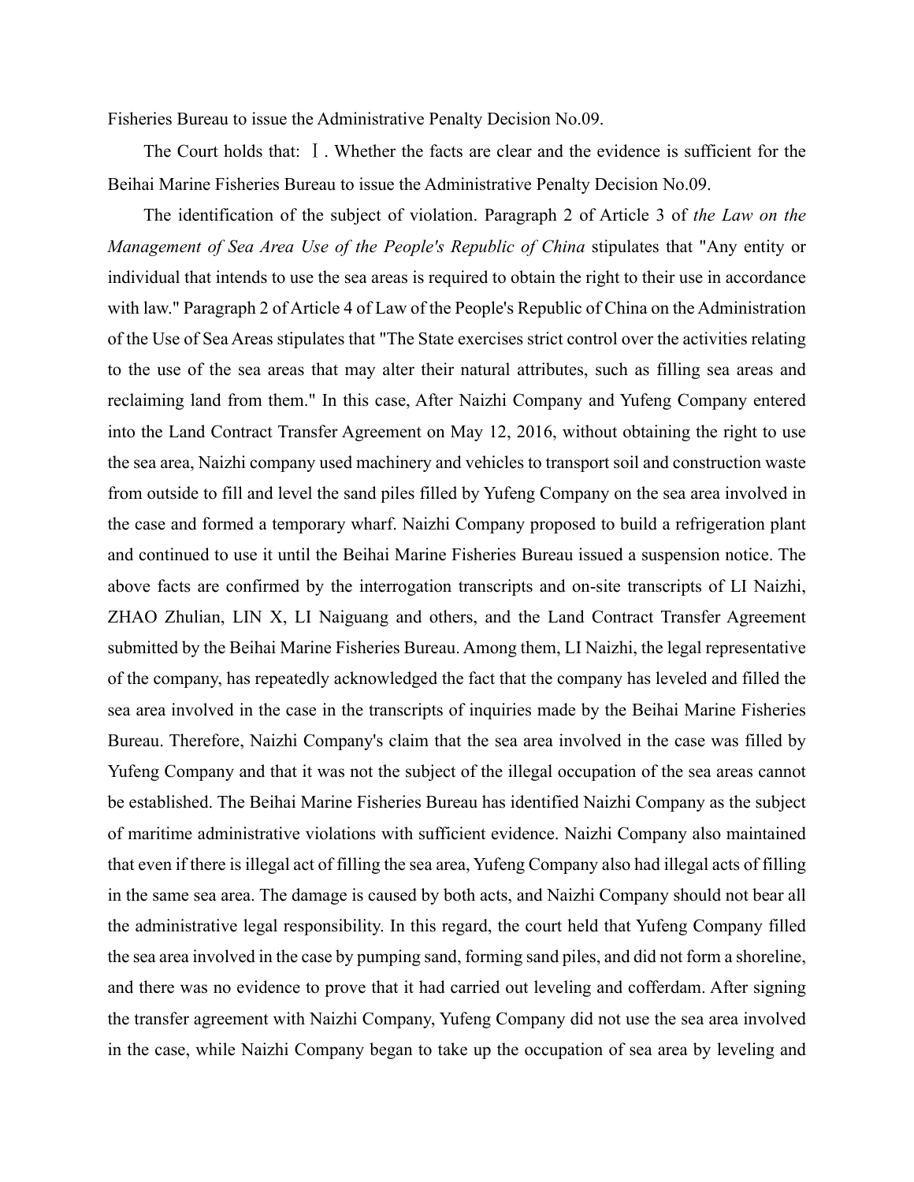Fisheries Bureau to issue the Administrative Penalty Decision No.09.

The Court holds that: Ⅰ. Whether the facts are clear and the evidence is sufficient for the Beihai Marine Fisheries Bureau to issue the Administrative Penalty Decision No.09.

The identification of the subject of violation. Paragraph 2 of Article 3 of *the Law on the Management of Sea Area Use of the People's Republic of China* stipulates that "Any entity or individual that intends to use the sea areas is required to obtain the right to their use in accordance with law." Paragraph 2 of Article 4 of Law of the People's Republic of China on the Administration of the Use of Sea Areas stipulates that "The State exercises strict control over the activities relating to the use of the sea areas that may alter their natural attributes, such as filling sea areas and reclaiming land from them." In this case, After Naizhi Company and Yufeng Company entered into the Land Contract Transfer Agreement on May 12, 2016, without obtaining the right to use the sea area, Naizhi company used machinery and vehicles to transport soil and construction waste from outside to fill and level the sand piles filled by Yufeng Company on the sea area involved in the case and formed a temporary wharf. Naizhi Company proposed to build a refrigeration plant and continued to use it until the Beihai Marine Fisheries Bureau issued a suspension notice. The above facts are confirmed by the interrogation transcripts and on-site transcripts of LI Naizhi, ZHAO Zhulian, LIN X, LI Naiguang and others, and the Land Contract Transfer Agreement submitted by the Beihai Marine Fisheries Bureau. Among them, LI Naizhi, the legal representative of the company, has repeatedly acknowledged the fact that the company has leveled and filled the sea area involved in the case in the transcripts of inquiries made by the Beihai Marine Fisheries Bureau. Therefore, Naizhi Company's claim that the sea area involved in the case was filled by Yufeng Company and that it was not the subject of the illegal occupation of the sea areas cannot be established. The Beihai Marine Fisheries Bureau has identified Naizhi Company as the subject of maritime administrative violations with sufficient evidence. Naizhi Company also maintained that even if there is illegal act of filling the sea area, Yufeng Company also had illegal acts of filling in the same sea area. The damage is caused by both acts, and Naizhi Company should not bear all the administrative legal responsibility. In this regard, the court held that Yufeng Company filled the sea area involved in the case by pumping sand, forming sand piles, and did not form a shoreline, and there was no evidence to prove that it had carried out leveling and cofferdam. After signing the transfer agreement with Naizhi Company, Yufeng Company did not use the sea area involved in the case, while Naizhi Company began to take up the occupation of sea area by leveling and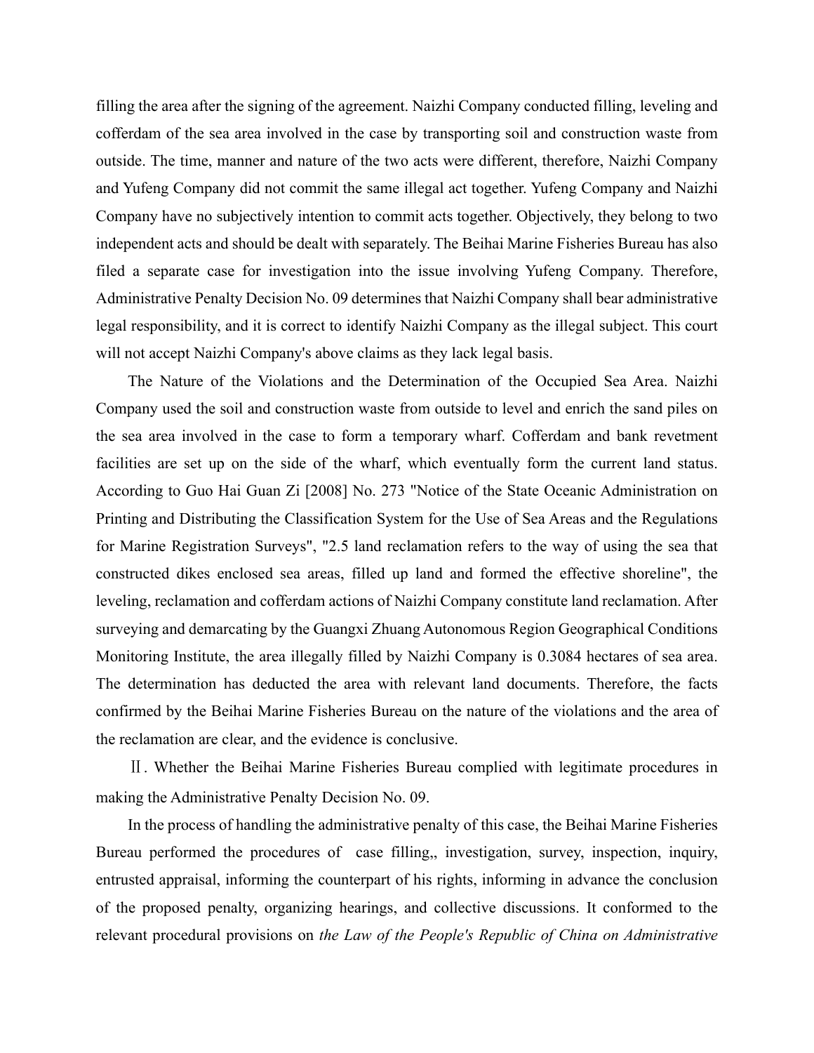filling the area after the signing of the agreement. Naizhi Company conducted filling, leveling and cofferdam of the sea area involved in the case by transporting soil and construction waste from outside. The time, manner and nature of the two acts were different, therefore, Naizhi Company and Yufeng Company did not commit the same illegal act together. Yufeng Company and Naizhi Company have no subjectively intention to commit acts together. Objectively, they belong to two independent acts and should be dealt with separately. The Beihai Marine Fisheries Bureau has also filed a separate case for investigation into the issue involving Yufeng Company. Therefore, Administrative Penalty Decision No. 09 determines that Naizhi Company shall bear administrative legal responsibility, and it is correct to identify Naizhi Company as the illegal subject. This court will not accept Naizhi Company's above claims as they lack legal basis.

The Nature of the Violations and the Determination of the Occupied Sea Area. Naizhi Company used the soil and construction waste from outside to level and enrich the sand piles on the sea area involved in the case to form a temporary wharf. Cofferdam and bank revetment facilities are set up on the side of the wharf, which eventually form the current land status. According to Guo Hai Guan Zi [2008] No. 273 "Notice of the State Oceanic Administration on Printing and Distributing the Classification System for the Use of Sea Areas and the Regulations for Marine Registration Surveys", "2.5 land reclamation refers to the way of using the sea that constructed dikes enclosed sea areas, filled up land and formed the effective shoreline", the leveling, reclamation and cofferdam actions of Naizhi Company constitute land reclamation. After surveying and demarcating by the Guangxi Zhuang Autonomous Region Geographical Conditions Monitoring Institute, the area illegally filled by Naizhi Company is 0.3084 hectares of sea area. The determination has deducted the area with relevant land documents. Therefore, the facts confirmed by the Beihai Marine Fisheries Bureau on the nature of the violations and the area of the reclamation are clear, and the evidence is conclusive.

Ⅱ. Whether the Beihai Marine Fisheries Bureau complied with legitimate procedures in making the Administrative Penalty Decision No. 09.

In the process of handling the administrative penalty of this case, the Beihai Marine Fisheries Bureau performed the procedures of case filling,, investigation, survey, inspection, inquiry, entrusted appraisal, informing the counterpart of his rights, informing in advance the conclusion of the proposed penalty, organizing hearings, and collective discussions. It conformed to the relevant procedural provisions on *the Law of the People's Republic of China on Administrative*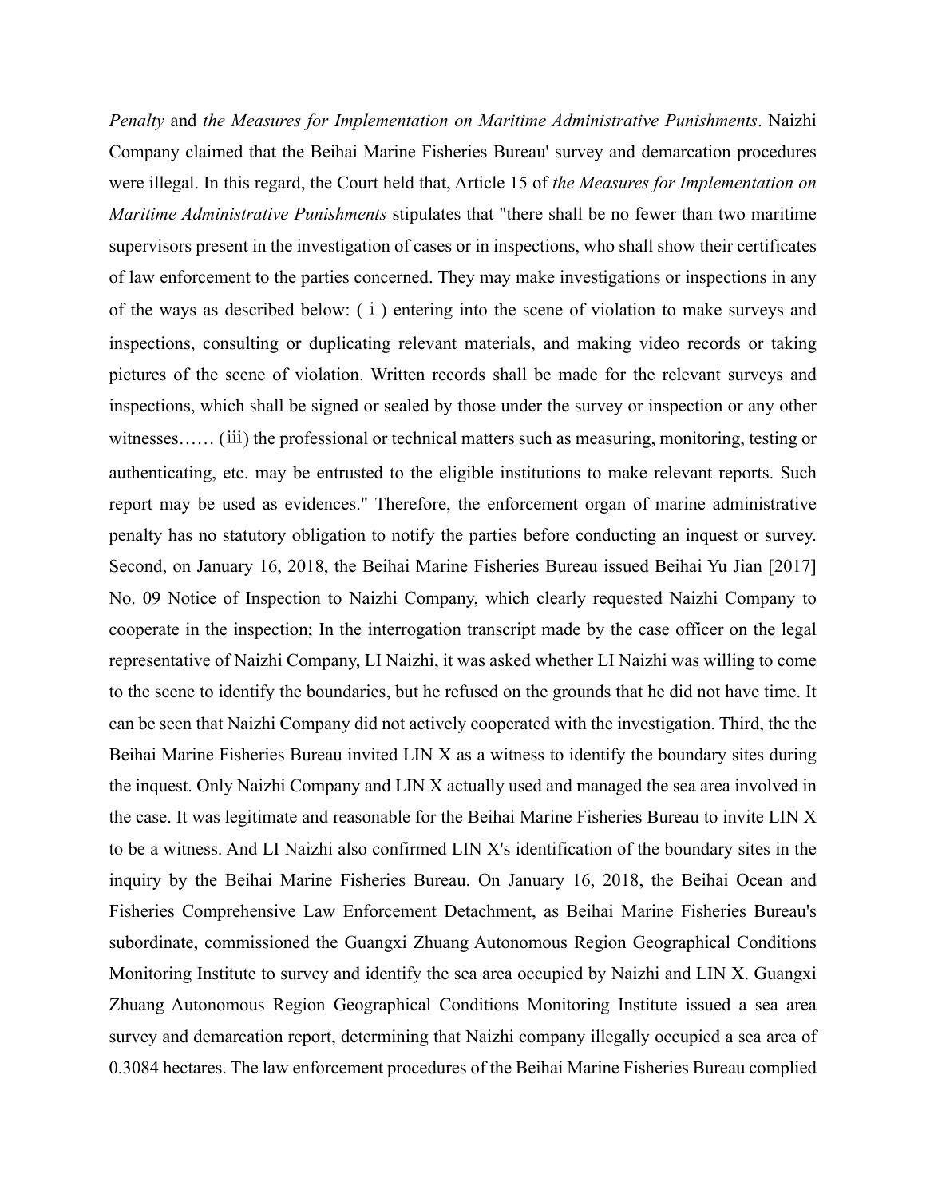*Penalty* and *the Measures for Implementation on Maritime Administrative Punishments*. Naizhi Company claimed that the Beihai Marine Fisheries Bureau' survey and demarcation procedures were illegal. In this regard, the Court held that, Article 15 of *the Measures for Implementation on Maritime Administrative Punishments* stipulates that "there shall be no fewer than two maritime supervisors present in the investigation of cases or in inspections, who shall show their certificates of law enforcement to the parties concerned. They may make investigations or inspections in any of the ways as described below: (ⅰ) entering into the scene of violation to make surveys and inspections, consulting or duplicating relevant materials, and making video records or taking pictures of the scene of violation. Written records shall be made for the relevant surveys and inspections, which shall be signed or sealed by those under the survey or inspection or any other witnesses…… (ⅲ) the professional or technical matters such as measuring, monitoring, testing or authenticating, etc. may be entrusted to the eligible institutions to make relevant reports. Such report may be used as evidences." Therefore, the enforcement organ of marine administrative penalty has no statutory obligation to notify the parties before conducting an inquest or survey. Second, on January 16, 2018, the Beihai Marine Fisheries Bureau issued Beihai Yu Jian [2017] No. 09 Notice of Inspection to Naizhi Company, which clearly requested Naizhi Company to cooperate in the inspection; In the interrogation transcript made by the case officer on the legal representative of Naizhi Company, LI Naizhi, it was asked whether LI Naizhi was willing to come to the scene to identify the boundaries, but he refused on the grounds that he did not have time. It can be seen that Naizhi Company did not actively cooperated with the investigation. Third, the the Beihai Marine Fisheries Bureau invited LIN X as a witness to identify the boundary sites during the inquest. Only Naizhi Company and LIN X actually used and managed the sea area involved in the case. It was legitimate and reasonable for the Beihai Marine Fisheries Bureau to invite LIN X to be a witness. And LI Naizhi also confirmed LIN X's identification of the boundary sites in the inquiry by the Beihai Marine Fisheries Bureau. On January 16, 2018, the Beihai Ocean and Fisheries Comprehensive Law Enforcement Detachment, as Beihai Marine Fisheries Bureau's subordinate, commissioned the Guangxi Zhuang Autonomous Region Geographical Conditions Monitoring Institute to survey and identify the sea area occupied by Naizhi and LIN X. Guangxi Zhuang Autonomous Region Geographical Conditions Monitoring Institute issued a sea area survey and demarcation report, determining that Naizhi company illegally occupied a sea area of 0.3084 hectares. The law enforcement procedures of the Beihai Marine Fisheries Bureau complied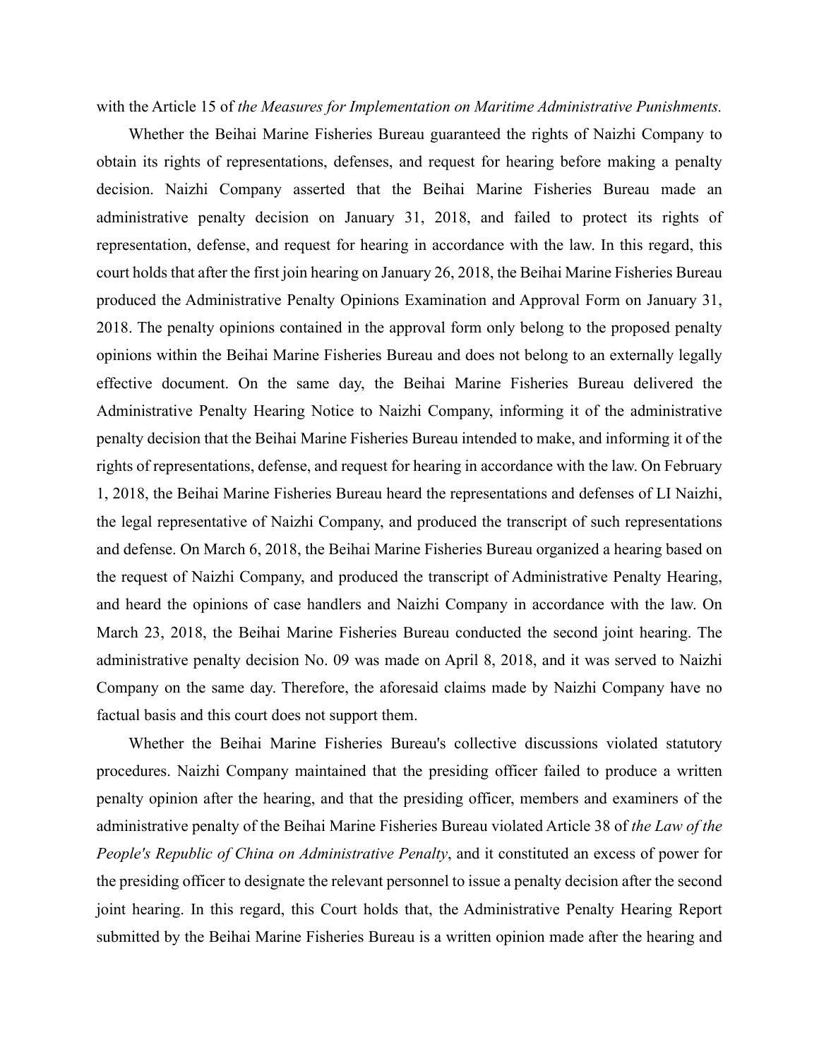with the Article 15 of *the Measures for Implementation on Maritime Administrative Punishments.*

Whether the Beihai Marine Fisheries Bureau guaranteed the rights of Naizhi Company to obtain its rights of representations, defenses, and request for hearing before making a penalty decision. Naizhi Company asserted that the Beihai Marine Fisheries Bureau made an administrative penalty decision on January 31, 2018, and failed to protect its rights of representation, defense, and request for hearing in accordance with the law. In this regard, this court holds that after the first join hearing on January 26, 2018, the Beihai Marine Fisheries Bureau produced the Administrative Penalty Opinions Examination and Approval Form on January 31, 2018. The penalty opinions contained in the approval form only belong to the proposed penalty opinions within the Beihai Marine Fisheries Bureau and does not belong to an externally legally effective document. On the same day, the Beihai Marine Fisheries Bureau delivered the Administrative Penalty Hearing Notice to Naizhi Company, informing it of the administrative penalty decision that the Beihai Marine Fisheries Bureau intended to make, and informing it of the rights of representations, defense, and request for hearing in accordance with the law. On February 1, 2018, the Beihai Marine Fisheries Bureau heard the representations and defenses of LI Naizhi, the legal representative of Naizhi Company, and produced the transcript of such representations and defense. On March 6, 2018, the Beihai Marine Fisheries Bureau organized a hearing based on the request of Naizhi Company, and produced the transcript of Administrative Penalty Hearing, and heard the opinions of case handlers and Naizhi Company in accordance with the law. On March 23, 2018, the Beihai Marine Fisheries Bureau conducted the second joint hearing. The administrative penalty decision No. 09 was made on April 8, 2018, and it was served to Naizhi Company on the same day. Therefore, the aforesaid claims made by Naizhi Company have no factual basis and this court does not support them.

Whether the Beihai Marine Fisheries Bureau's collective discussions violated statutory procedures. Naizhi Company maintained that the presiding officer failed to produce a written penalty opinion after the hearing, and that the presiding officer, members and examiners of the administrative penalty of the Beihai Marine Fisheries Bureau violated Article 38 of *the Law of the People's Republic of China on Administrative Penalty*, and it constituted an excess of power for the presiding officer to designate the relevant personnel to issue a penalty decision after the second joint hearing. In this regard, this Court holds that, the Administrative Penalty Hearing Report submitted by the Beihai Marine Fisheries Bureau is a written opinion made after the hearing and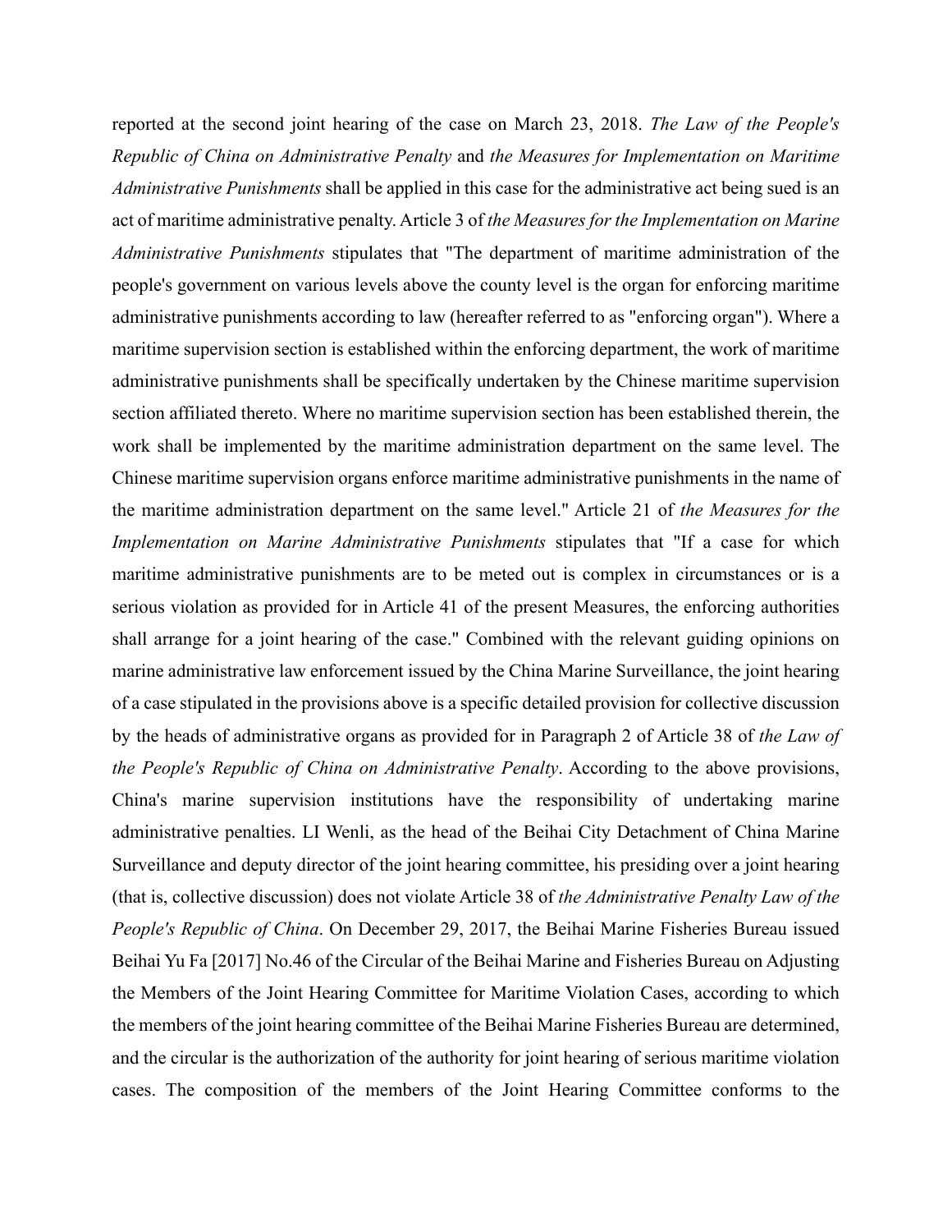reported at the second joint hearing of the case on March 23, 2018. *The Law of the People's Republic of China on Administrative Penalty* and *the Measures for Implementation on Maritime Administrative Punishments* shall be applied in this case for the administrative act being sued is an act of maritime administrative penalty. Article 3 of *the Measures for the Implementation on Marine Administrative Punishments* stipulates that "The department of maritime administration of the people's government on various levels above the county level is the organ for enforcing maritime administrative punishments according to law (hereafter referred to as "enforcing organ"). Where a maritime supervision section is established within the enforcing department, the work of maritime administrative punishments shall be specifically undertaken by the Chinese maritime supervision section affiliated thereto. Where no maritime supervision section has been established therein, the work shall be implemented by the maritime administration department on the same level. The Chinese maritime supervision organs enforce maritime administrative punishments in the name of the maritime administration department on the same level." Article 21 of *the Measures for the Implementation on Marine Administrative Punishments* stipulates that "If a case for which maritime administrative punishments are to be meted out is complex in circumstances or is a serious violation as provided for in Article 41 of the present Measures, the enforcing authorities shall arrange for a joint hearing of the case." Combined with the relevant guiding opinions on marine administrative law enforcement issued by the China Marine Surveillance, the joint hearing of a case stipulated in the provisions above is a specific detailed provision for collective discussion by the heads of administrative organs as provided for in Paragraph 2 of Article 38 of *the Law of the People's Republic of China on Administrative Penalty*. According to the above provisions, China's marine supervision institutions have the responsibility of undertaking marine administrative penalties. LI Wenli, as the head of the Beihai City Detachment of China Marine Surveillance and deputy director of the joint hearing committee, his presiding over a joint hearing (that is, collective discussion) does not violate Article 38 of *the Administrative Penalty Law of the People's Republic of China*. On December 29, 2017, the Beihai Marine Fisheries Bureau issued Beihai Yu Fa [2017] No.46 of the Circular of the Beihai Marine and Fisheries Bureau on Adjusting the Members of the Joint Hearing Committee for Maritime Violation Cases, according to which the members of the joint hearing committee of the Beihai Marine Fisheries Bureau are determined, and the circular is the authorization of the authority for joint hearing of serious maritime violation cases. The composition of the members of the Joint Hearing Committee conforms to the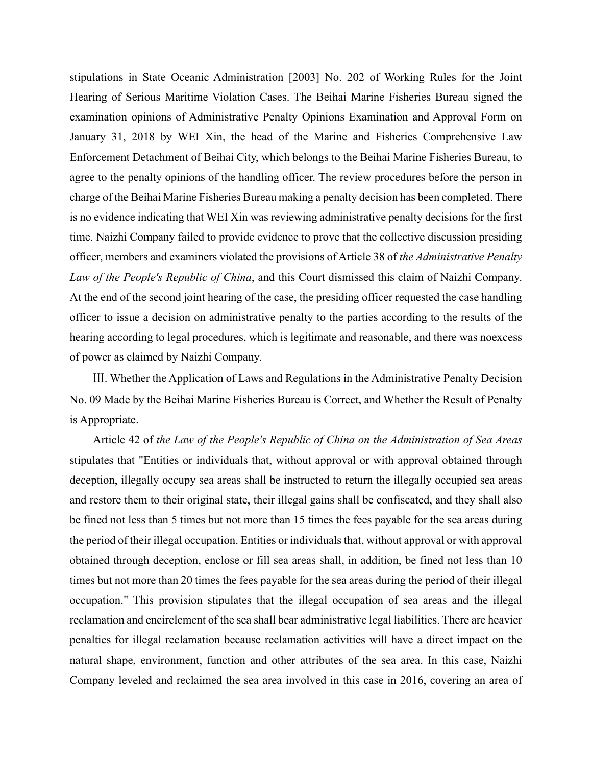stipulations in State Oceanic Administration [2003] No. 202 of Working Rules for the Joint Hearing of Serious Maritime Violation Cases. The Beihai Marine Fisheries Bureau signed the examination opinions of Administrative Penalty Opinions Examination and Approval Form on January 31, 2018 by WEI Xin, the head of the Marine and Fisheries Comprehensive Law Enforcement Detachment of Beihai City, which belongs to the Beihai Marine Fisheries Bureau, to agree to the penalty opinions of the handling officer. The review procedures before the person in charge of the Beihai Marine Fisheries Bureau making a penalty decision has been completed. There is no evidence indicating that WEI Xin was reviewing administrative penalty decisions for the first time. Naizhi Company failed to provide evidence to prove that the collective discussion presiding officer, members and examiners violated the provisions of Article 38 of *the Administrative Penalty Law of the People's Republic of China*, and this Court dismissed this claim of Naizhi Company. At the end of the second joint hearing of the case, the presiding officer requested the case handling officer to issue a decision on administrative penalty to the parties according to the results of the hearing according to legal procedures, which is legitimate and reasonable, and there was noexcess of power as claimed by Naizhi Company.

Ⅲ. Whether the Application of Laws and Regulations in the Administrative Penalty Decision No. 09 Made by the Beihai Marine Fisheries Bureau is Correct, and Whether the Result of Penalty is Appropriate.

Article 42 of *the Law of the People's Republic of China on the Administration of Sea Areas* stipulates that "Entities or individuals that, without approval or with approval obtained through deception, illegally occupy sea areas shall be instructed to return the illegally occupied sea areas and restore them to their original state, their illegal gains shall be confiscated, and they shall also be fined not less than 5 times but not more than 15 times the fees payable for the sea areas during the period of their illegal occupation. Entities or individuals that, without approval or with approval obtained through deception, enclose or fill sea areas shall, in addition, be fined not less than 10 times but not more than 20 times the fees payable for the sea areas during the period of their illegal occupation." This provision stipulates that the illegal occupation of sea areas and the illegal reclamation and encirclement of the sea shall bear administrative legal liabilities. There are heavier penalties for illegal reclamation because reclamation activities will have a direct impact on the natural shape, environment, function and other attributes of the sea area. In this case, Naizhi Company leveled and reclaimed the sea area involved in this case in 2016, covering an area of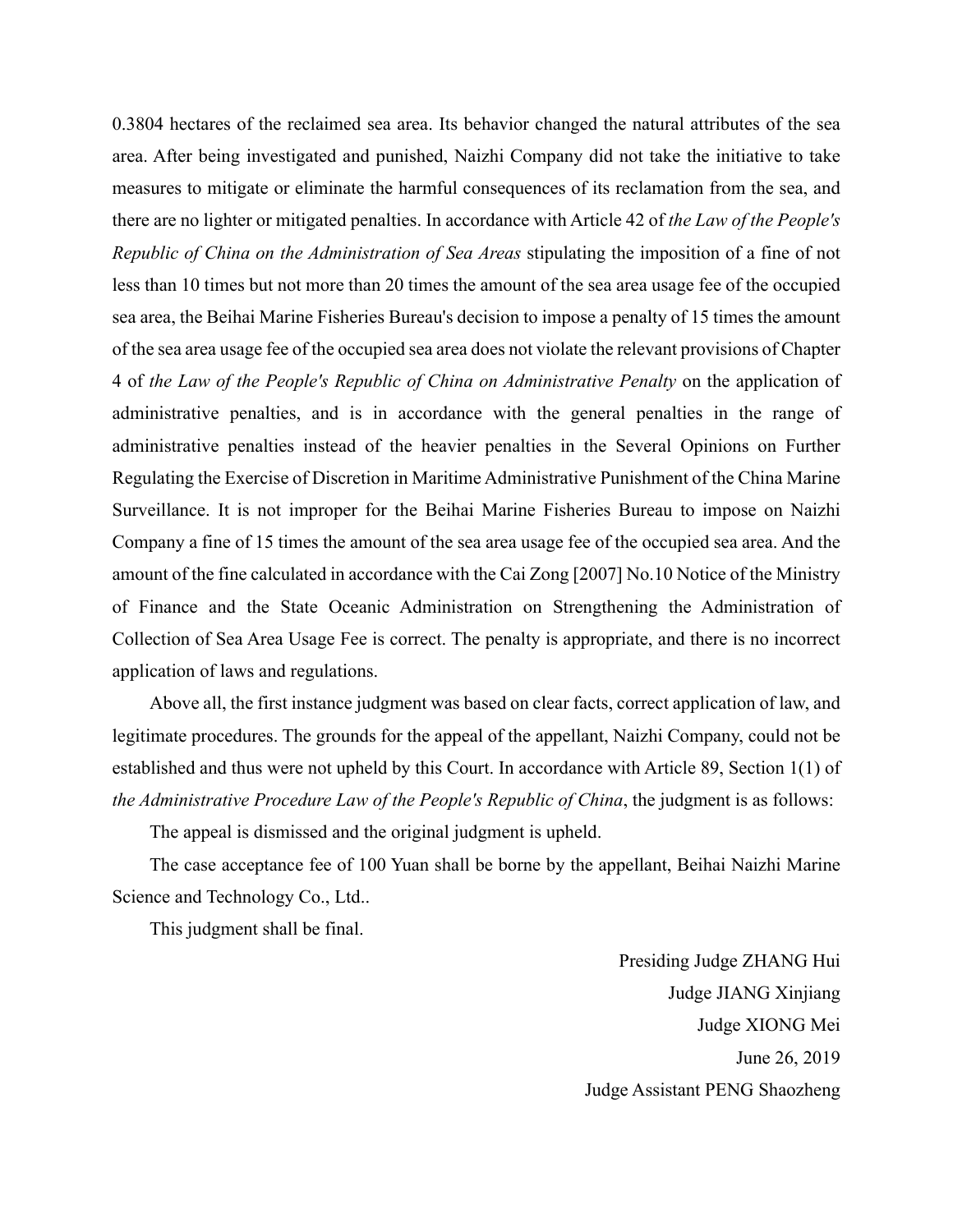0.3804 hectares of the reclaimed sea area. Its behavior changed the natural attributes of the sea area. After being investigated and punished, Naizhi Company did not take the initiative to take measures to mitigate or eliminate the harmful consequences of its reclamation from the sea, and there are no lighter or mitigated penalties. In accordance with Article 42 of *the Law of the People's Republic of China on the Administration of Sea Areas* stipulating the imposition of a fine of not less than 10 times but not more than 20 times the amount of the sea area usage fee of the occupied sea area, the Beihai Marine Fisheries Bureau's decision to impose a penalty of 15 times the amount of the sea area usage fee of the occupied sea area does not violate the relevant provisions of Chapter 4 of *the Law of the People's Republic of China on Administrative Penalty* on the application of administrative penalties, and is in accordance with the general penalties in the range of administrative penalties instead of the heavier penalties in the Several Opinions on Further Regulating the Exercise of Discretion in Maritime Administrative Punishment of the China Marine Surveillance. It is not improper for the Beihai Marine Fisheries Bureau to impose on Naizhi Company a fine of 15 times the amount of the sea area usage fee of the occupied sea area. And the amount of the fine calculated in accordance with the Cai Zong [2007] No.10 Notice of the Ministry of Finance and the State Oceanic Administration on Strengthening the Administration of Collection of Sea Area Usage Fee is correct. The penalty is appropriate, and there is no incorrect application of laws and regulations.

Above all, the first instance judgment was based on clear facts, correct application of law, and legitimate procedures. The grounds for the appeal of the appellant, Naizhi Company, could not be established and thus were not upheld by this Court. In accordance with Article 89, Section 1(1) of *the Administrative Procedure Law of the People's Republic of China*, the judgment is as follows:

The appeal is dismissed and the original judgment is upheld.

The case acceptance fee of 100 Yuan shall be borne by the appellant, Beihai Naizhi Marine Science and Technology Co., Ltd..

This judgment shall be final.

Presiding Judge ZHANG Hui

Judge JIANG Xinjiang

Judge XIONG Mei

June 26, 2019

Judge Assistant PENG Shaozheng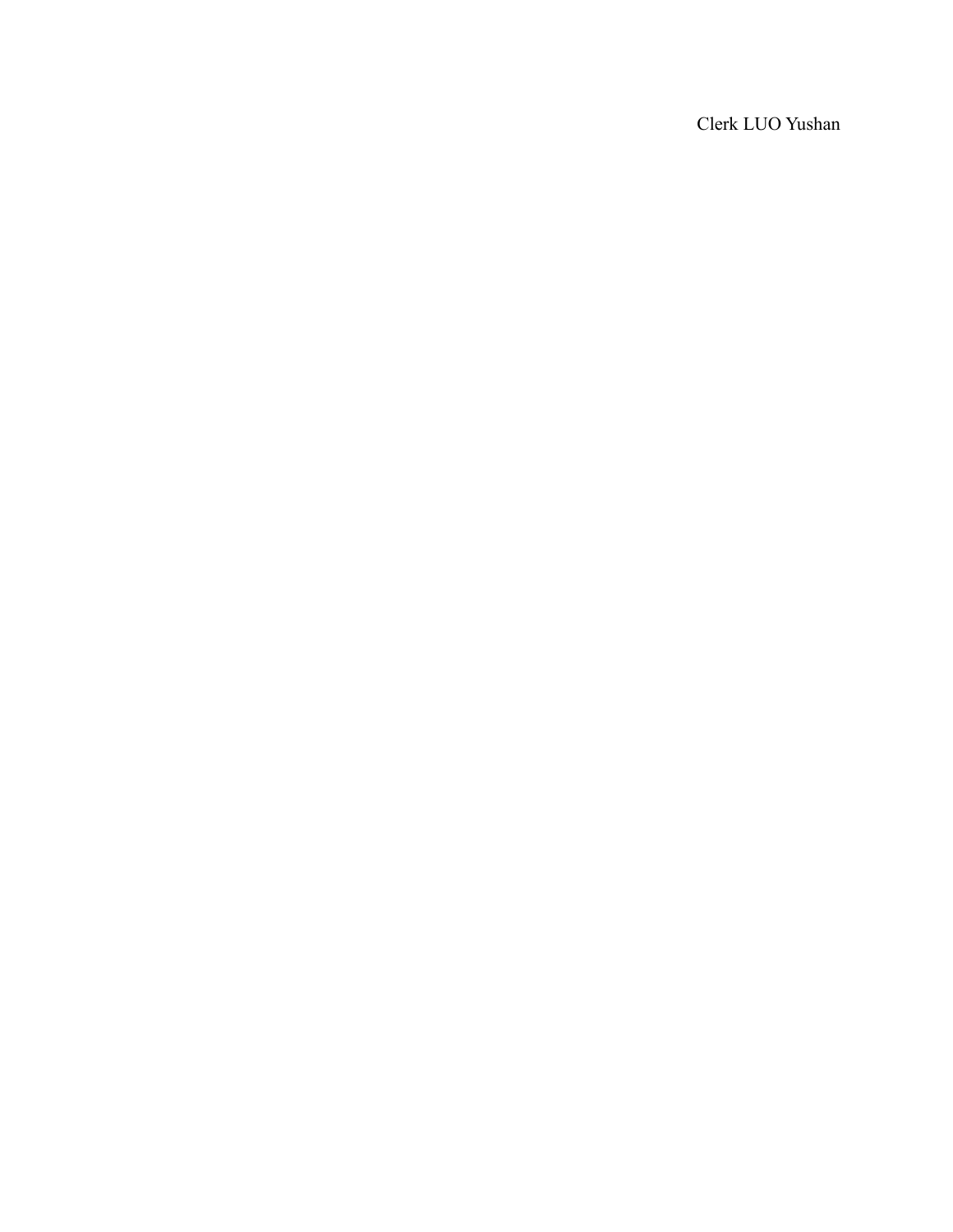Clerk LUO Yushan